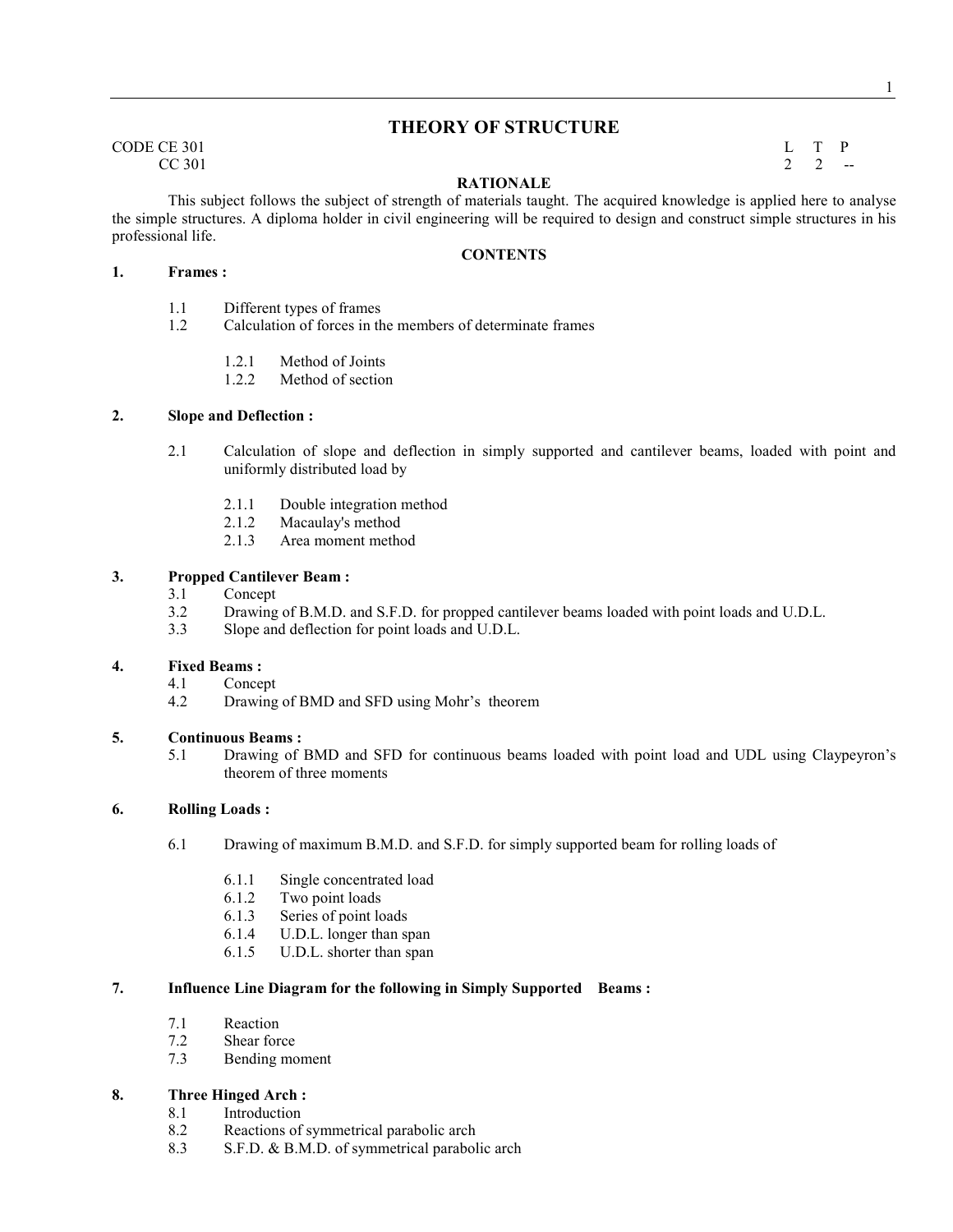# THEORY OF STRUCTURE

CODE CE 301
CC 301

| L | T | P |
|---|---|---|
| 2 | 2 | -- |

## RATIONALE

This subject follows the subject of strength of materials taught. The acquired knowledge is applied here to analyse the simple structures. A diploma holder in civil engineering will be required to design and construct simple structures in his professional life.

## CONTENTS

**1. Frames :**

- 1.1 Different types of frames
- 1.2 Calculation of forces in the members of determinate frames
  - 1.2.1 Method of Joints
  - 1.2.2 Method of section

**2. Slope and Deflection :**

- 2.1 Calculation of slope and deflection in simply supported and cantilever beams, loaded with point and uniformly distributed load by
  - 2.1.1 Double integration method
  - 2.1.2 Macaulay's method
  - 2.1.3 Area moment method

**3. Propped Cantilever Beam :**

- 3.1 Concept
- 3.2 Drawing of B.M.D. and S.F.D. for propped cantilever beams loaded with point loads and U.D.L.
- 3.3 Slope and deflection for point loads and U.D.L.

**4. Fixed Beams :**

- 4.1 Concept
- 4.2 Drawing of BMD and SFD using Mohr's theorem

**5. Continuous Beams :**

- 5.1 Drawing of BMD and SFD for continuous beams loaded with point load and UDL using Claypeyron's theorem of three moments

**6. Rolling Loads :**

- 6.1 Drawing of maximum B.M.D. and S.F.D. for simply supported beam for rolling loads of
  - 6.1.1 Single concentrated load
  - 6.1.2 Two point loads
  - 6.1.3 Series of point loads
  - 6.1.4 U.D.L. longer than span
  - 6.1.5 U.D.L. shorter than span

**7. Influence Line Diagram for the following in Simply Supported Beams :**

- 7.1 Reaction
- 7.2 Shear force
- 7.3 Bending moment

**8. Three Hinged Arch :**

- 8.1 Introduction
- 8.2 Reactions of symmetrical parabolic arch
- 8.3 S.F.D. & B.M.D. of symmetrical parabolic arch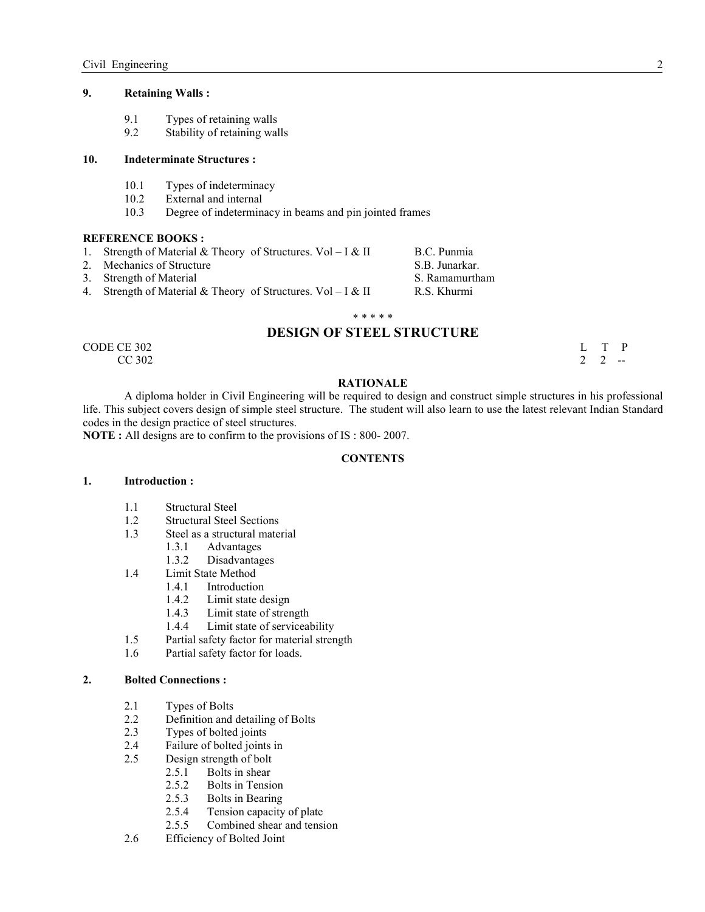**9. Retaining Walls :**

- 9.1 Types of retaining walls
- 9.2 Stability of retaining walls

**10. Indeterminate Structures :**

- 10.1 Types of indeterminacy
- 10.2 External and internal
- 10.3 Degree of indeterminacy in beams and pin jointed frames

**REFERENCE BOOKS :**

| | | |
|---|---|---|
| 1. | Strength of Material & Theory of Structures. Vol – I & II | B.C. Punmia |
| 2. | Mechanics of Structure | S.B. Junarkar. |
| 3. | Strength of Material | S. Ramamurtham |
| 4. | Strength of Material & Theory of Structures. Vol – I & II | R.S. Khurmi |

\* \* \* \* \*

## DESIGN OF STEEL STRUCTURE

CODE CE 302
CC 302

| L | T | P |
|---|---|---|
| 2 | 2 | -- |

**RATIONALE**

A diploma holder in Civil Engineering will be required to design and construct simple structures in his professional life. This subject covers design of simple steel structure. The student will also learn to use the latest relevant Indian Standard codes in the design practice of steel structures.

**NOTE :** All designs are to confirm to the provisions of IS : 800- 2007.

**CONTENTS**

**1. Introduction :**

- 1.1 Structural Steel
- 1.2 Structural Steel Sections
- 1.3 Steel as a structural material
  - 1.3.1 Advantages
  - 1.3.2 Disadvantages
- 1.4 Limit State Method
  - 1.4.1 Introduction
  - 1.4.2 Limit state design
  - 1.4.3 Limit state of strength
  - 1.4.4 Limit state of serviceability
- 1.5 Partial safety factor for material strength
- 1.6 Partial safety factor for loads.

**2. Bolted Connections :**

- 2.1 Types of Bolts
- 2.2 Definition and detailing of Bolts
- 2.3 Types of bolted joints
- 2.4 Failure of bolted joints in
- 2.5 Design strength of bolt
  - 2.5.1 Bolts in shear
  - 2.5.2 Bolts in Tension
  - 2.5.3 Bolts in Bearing
  - 2.5.4 Tension capacity of plate
  - 2.5.5 Combined shear and tension
- 2.6 Efficiency of Bolted Joint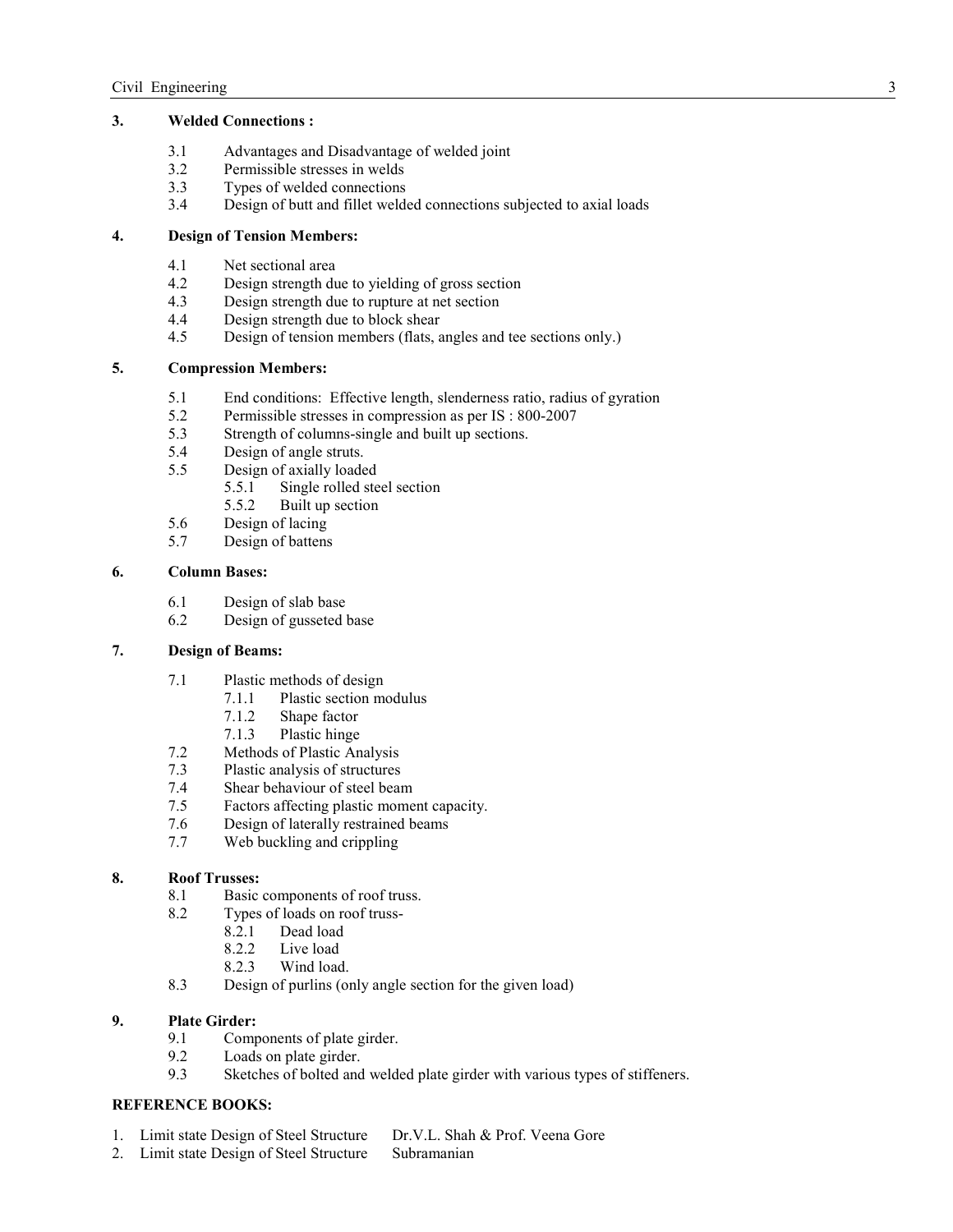### 3. Welded Connections :

- 3.1 Advantages and Disadvantage of welded joint
- 3.2 Permissible stresses in welds
- 3.3 Types of welded connections
- 3.4 Design of butt and fillet welded connections subjected to axial loads

### 4. Design of Tension Members:

- 4.1 Net sectional area
- 4.2 Design strength due to yielding of gross section
- 4.3 Design strength due to rupture at net section
- 4.4 Design strength due to block shear
- 4.5 Design of tension members (flats, angles and tee sections only.)

### 5. Compression Members:

- 5.1 End conditions: Effective length, slenderness ratio, radius of gyration
- 5.2 Permissible stresses in compression as per IS : 800-2007
- 5.3 Strength of columns-single and built up sections.
- 5.4 Design of angle struts.
- 5.5 Design of axially loaded
  - 5.5.1 Single rolled steel section
  - 5.5.2 Built up section
- 5.6 Design of lacing
- 5.7 Design of battens

### 6. Column Bases:

- 6.1 Design of slab base
- 6.2 Design of gusseted base

### 7. Design of Beams:

- 7.1 Plastic methods of design
  - 7.1.1 Plastic section modulus
  - 7.1.2 Shape factor
  - 7.1.3 Plastic hinge
- 7.2 Methods of Plastic Analysis
- 7.3 Plastic analysis of structures
- 7.4 Shear behaviour of steel beam
- 7.5 Factors affecting plastic moment capacity.
- 7.6 Design of laterally restrained beams
- 7.7 Web buckling and crippling

### 8. Roof Trusses:

- 8.1 Basic components of roof truss.
- 8.2 Types of loads on roof truss-
  - 8.2.1 Dead load
  - 8.2.2 Live load
  - 8.2.3 Wind load.
- 8.3 Design of purlins (only angle section for the given load)

### 9. Plate Girder:

- 9.1 Components of plate girder.
- 9.2 Loads on plate girder.
- 9.3 Sketches of bolted and welded plate girder with various types of stiffeners.

### REFERENCE BOOKS:

1. Limit state Design of Steel Structure — Dr.V.L. Shah & Prof. Veena Gore
2. Limit state Design of Steel Structure — Subramanian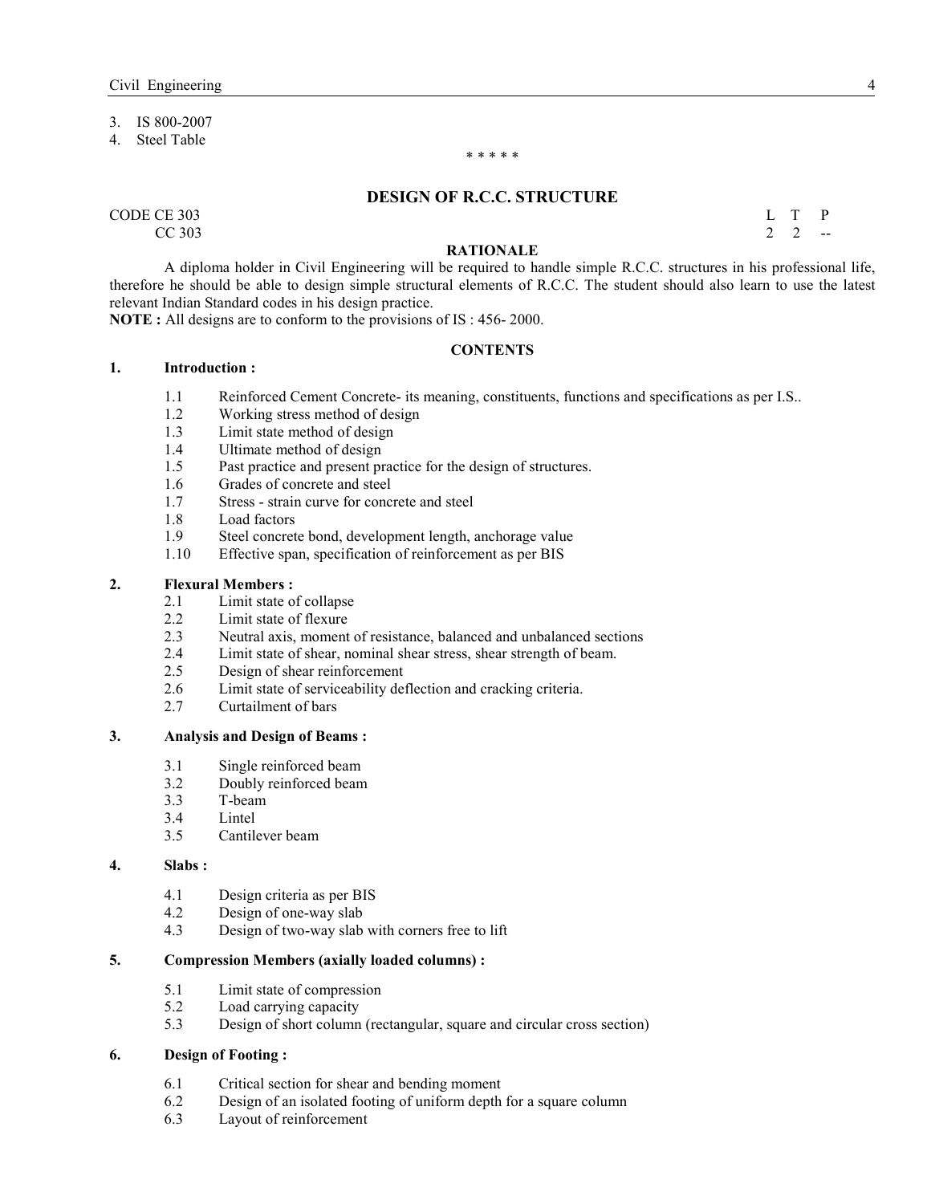3. IS 800-2007
4. Steel Table

\* \* \* \* \*

## DESIGN OF R.C.C. STRUCTURE

CODE CE 303 
 CC 303

| L | T | P |
|---|---|---|
| 2 | 2 | -- |

### RATIONALE

A diploma holder in Civil Engineering will be required to handle simple R.C.C. structures in his professional life, therefore he should be able to design simple structural elements of R.C.C. The student should also learn to use the latest relevant Indian Standard codes in his design practice.

**NOTE :** All designs are to conform to the provisions of IS : 456- 2000.

### CONTENTS

**1. Introduction :**

- 1.1 Reinforced Cement Concrete- its meaning, constituents, functions and specifications as per I.S..
- 1.2 Working stress method of design
- 1.3 Limit state method of design
- 1.4 Ultimate method of design
- 1.5 Past practice and present practice for the design of structures.
- 1.6 Grades of concrete and steel
- 1.7 Stress - strain curve for concrete and steel
- 1.8 Load factors
- 1.9 Steel concrete bond, development length, anchorage value
- 1.10 Effective span, specification of reinforcement as per BIS

**2. Flexural Members :**

- 2.1 Limit state of collapse
- 2.2 Limit state of flexure
- 2.3 Neutral axis, moment of resistance, balanced and unbalanced sections
- 2.4 Limit state of shear, nominal shear stress, shear strength of beam.
- 2.5 Design of shear reinforcement
- 2.6 Limit state of serviceability deflection and cracking criteria.
- 2.7 Curtailment of bars

**3. Analysis and Design of Beams :**

- 3.1 Single reinforced beam
- 3.2 Doubly reinforced beam
- 3.3 T-beam
- 3.4 Lintel
- 3.5 Cantilever beam

**4. Slabs :**

- 4.1 Design criteria as per BIS
- 4.2 Design of one-way slab
- 4.3 Design of two-way slab with corners free to lift

**5. Compression Members (axially loaded columns) :**

- 5.1 Limit state of compression
- 5.2 Load carrying capacity
- 5.3 Design of short column (rectangular, square and circular cross section)

**6. Design of Footing :**

- 6.1 Critical section for shear and bending moment
- 6.2 Design of an isolated footing of uniform depth for a square column
- 6.3 Layout of reinforcement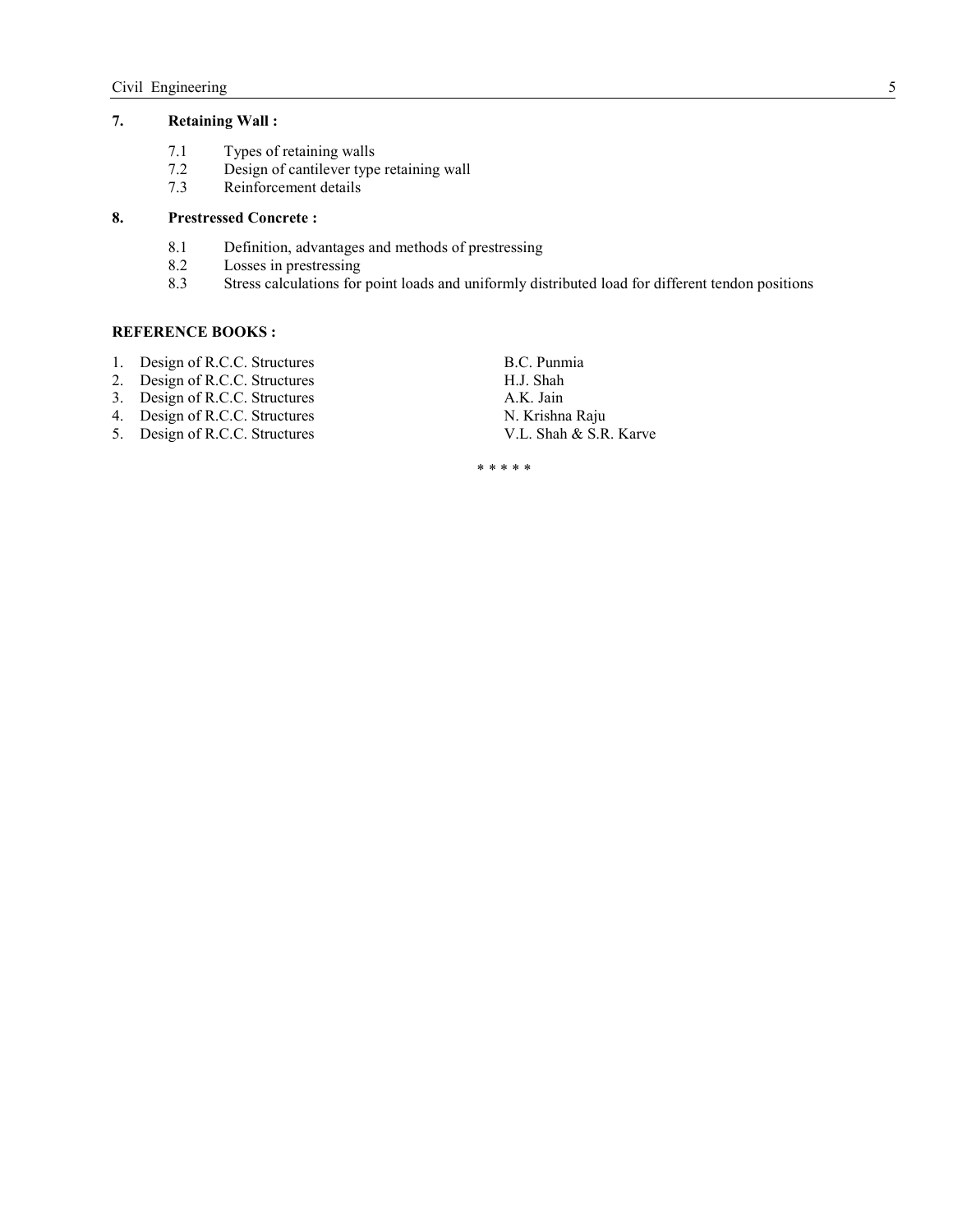**7. Retaining Wall :**

7.1 Types of retaining walls
7.2 Design of cantilever type retaining wall
7.3 Reinforcement details

**8. Prestressed Concrete :**

8.1 Definition, advantages and methods of prestressing
8.2 Losses in prestressing
8.3 Stress calculations for point loads and uniformly distributed load for different tendon positions

**REFERENCE BOOKS :**

1. Design of R.C.C. Structures — B.C. Punmia
2. Design of R.C.C. Structures — H.J. Shah
3. Design of R.C.C. Structures — A.K. Jain
4. Design of R.C.C. Structures — N. Krishna Raju
5. Design of R.C.C. Structures — V.L. Shah & S.R. Karve

\* \* \* \* \*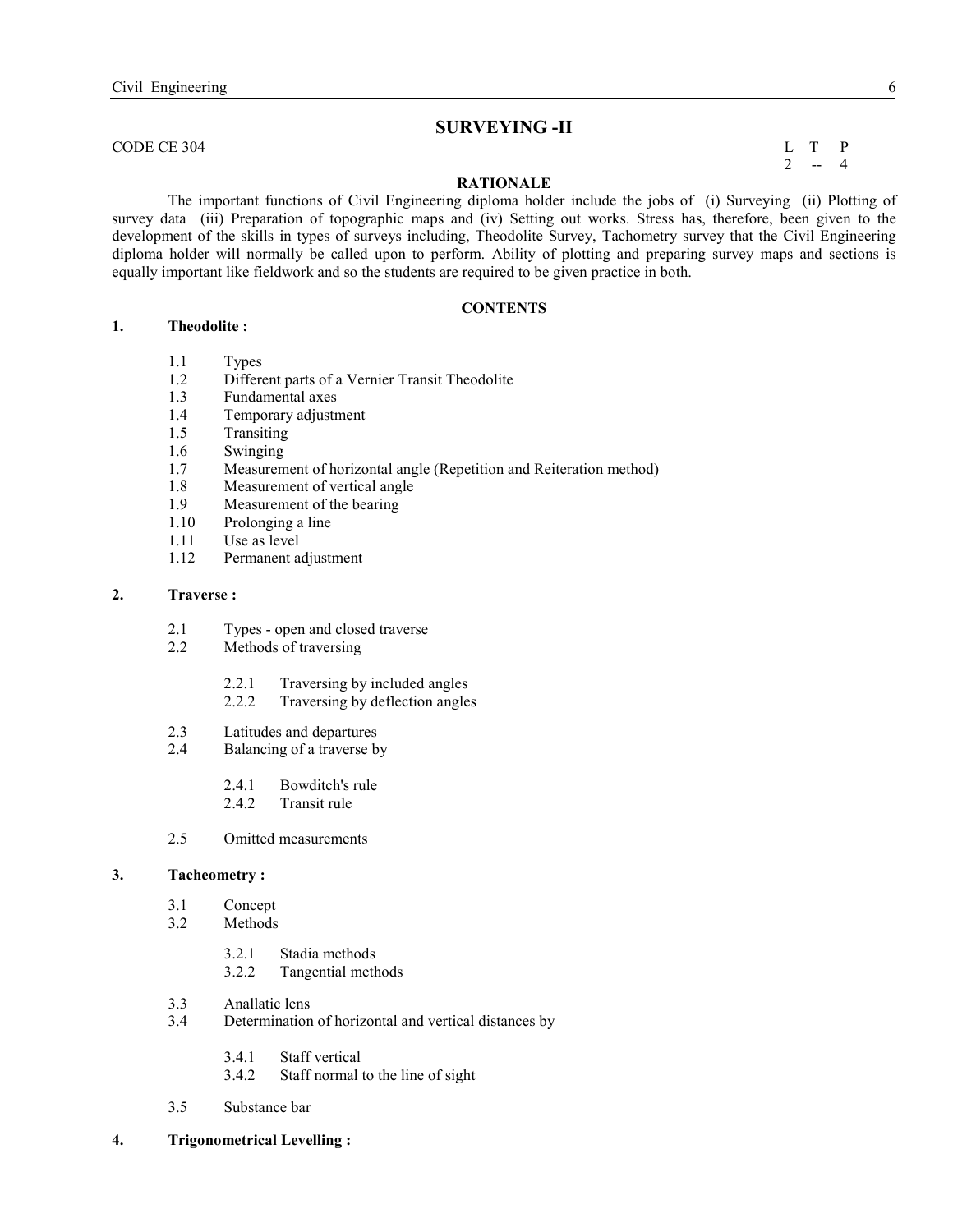## SURVEYING -II

CODE CE 304

| L | T | P |
|---|---|---|
| 2 | -- | 4 |

**RATIONALE**

The important functions of Civil Engineering diploma holder include the jobs of (i) Surveying (ii) Plotting of survey data (iii) Preparation of topographic maps and (iv) Setting out works. Stress has, therefore, been given to the development of the skills in types of surveys including, Theodolite Survey, Tachometry survey that the Civil Engineering diploma holder will normally be called upon to perform. Ability of plotting and preparing survey maps and sections is equally important like fieldwork and so the students are required to be given practice in both.

**CONTENTS**

**1. Theodolite :**

- 1.1 Types
- 1.2 Different parts of a Vernier Transit Theodolite
- 1.3 Fundamental axes
- 1.4 Temporary adjustment
- 1.5 Transiting
- 1.6 Swinging
- 1.7 Measurement of horizontal angle (Repetition and Reiteration method)
- 1.8 Measurement of vertical angle
- 1.9 Measurement of the bearing
- 1.10 Prolonging a line
- 1.11 Use as level
- 1.12 Permanent adjustment

**2. Traverse :**

- 2.1 Types - open and closed traverse
- 2.2 Methods of traversing
  - 2.2.1 Traversing by included angles
  - 2.2.2 Traversing by deflection angles
- 2.3 Latitudes and departures
- 2.4 Balancing of a traverse by
  - 2.4.1 Bowditch's rule
  - 2.4.2 Transit rule
- 2.5 Omitted measurements

**3. Tacheometry :**

- 3.1 Concept
- 3.2 Methods
  - 3.2.1 Stadia methods
  - 3.2.2 Tangential methods
- 3.3 Anallatic lens
- 3.4 Determination of horizontal and vertical distances by
  - 3.4.1 Staff vertical
  - 3.4.2 Staff normal to the line of sight
- 3.5 Substance bar

**4. Trigonometrical Levelling :**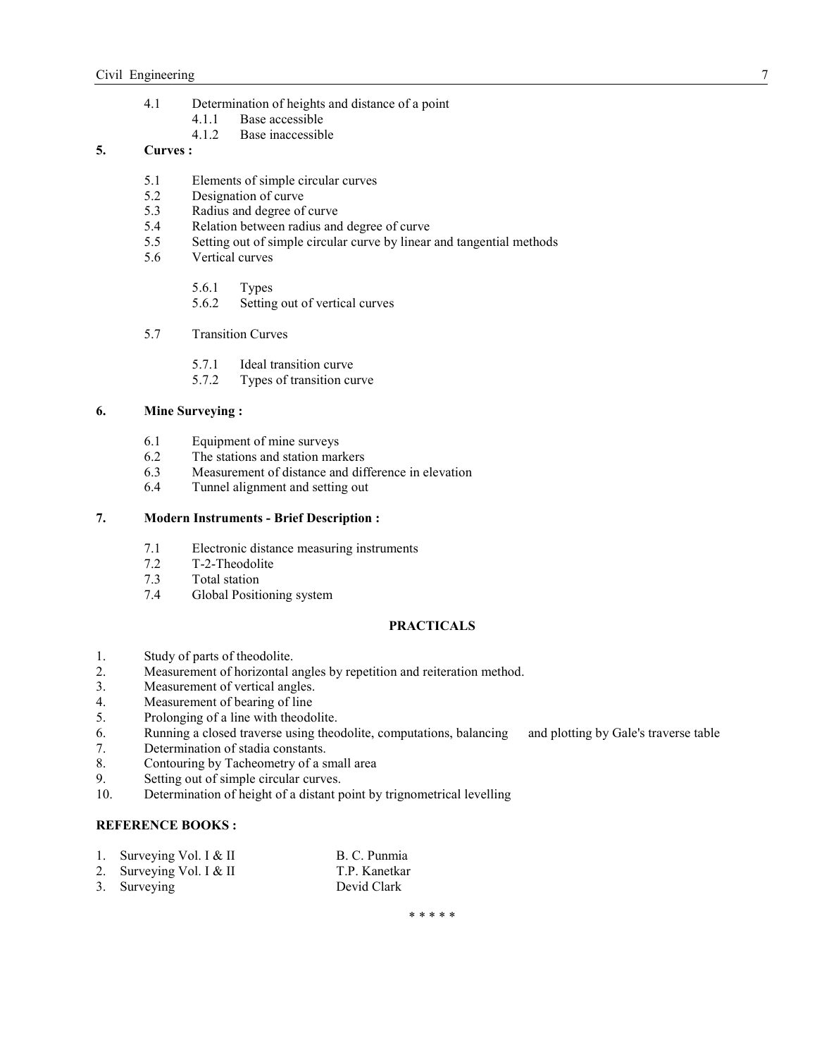4.1 Determination of heights and distance of a point

- 4.1.1 Base accessible
- 4.1.2 Base inaccessible

**5. Curves :**

- 5.1 Elements of simple circular curves
- 5.2 Designation of curve
- 5.3 Radius and degree of curve
- 5.4 Relation between radius and degree of curve
- 5.5 Setting out of simple circular curve by linear and tangential methods
- 5.6 Vertical curves
  - 5.6.1 Types
  - 5.6.2 Setting out of vertical curves
- 5.7 Transition Curves
  - 5.7.1 Ideal transition curve
  - 5.7.2 Types of transition curve

**6. Mine Surveying :**

- 6.1 Equipment of mine surveys
- 6.2 The stations and station markers
- 6.3 Measurement of distance and difference in elevation
- 6.4 Tunnel alignment and setting out

**7. Modern Instruments - Brief Description :**

- 7.1 Electronic distance measuring instruments
- 7.2 T-2-Theodolite
- 7.3 Total station
- 7.4 Global Positioning system

## PRACTICALS

1. Study of parts of theodolite.
2. Measurement of horizontal angles by repetition and reiteration method.
3. Measurement of vertical angles.
4. Measurement of bearing of line
5. Prolonging of a line with theodolite.
6. Running a closed traverse using theodolite, computations, balancing and plotting by Gale's traverse table
7. Determination of stadia constants.
8. Contouring by Tacheometry of a small area
9. Setting out of simple circular curves.
10. Determination of height of a distant point by trignometrical levelling

**REFERENCE BOOKS :**

| | Title | Author |
|---|---|---|
| 1. | Surveying Vol. I & II | B. C. Punmia |
| 2. | Surveying Vol. I & II | T.P. Kanetkar |
| 3. | Surveying | Devid Clark |

* * * * *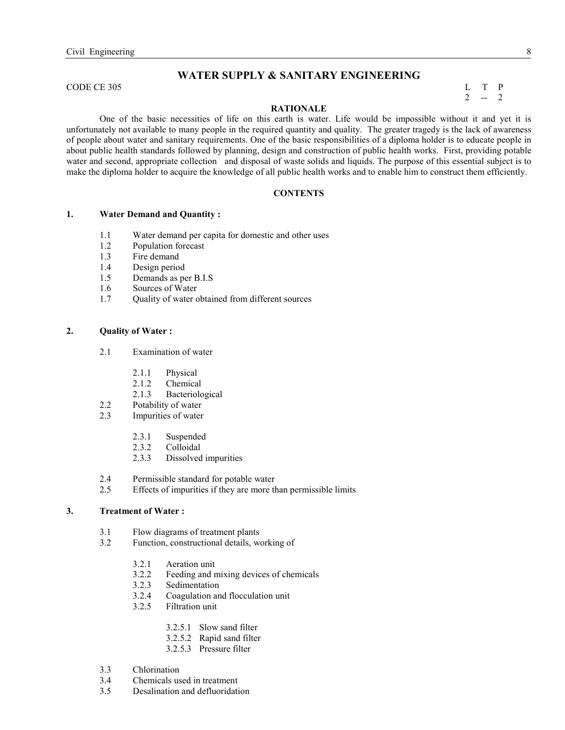# WATER SUPPLY & SANITARY ENGINEERING

CODE CE 305

| L | T | P |
|---|---|---|
| 2 | -- | 2 |

## RATIONALE

One of the basic necessities of life on this earth is water. Life would be impossible without it and yet it is unfortunately not available to many people in the required quantity and quality. The greater tragedy is the lack of awareness of people about water and sanitary requirements. One of the basic responsibilities of a diploma holder is to educate people in about public health standards followed by planning, design and construction of public health works. First, providing potable water and second, appropriate collection and disposal of waste solids and liquids. The purpose of this essential subject is to make the diploma holder to acquire the knowledge of all public health works and to enable him to construct them efficiently.

## CONTENTS

**1. Water Demand and Quantity :**

- 1.1 Water demand per capita for domestic and other uses
- 1.2 Population forecast
- 1.3 Fire demand
- 1.4 Design period
- 1.5 Demands as per B.I.S
- 1.6 Sources of Water
- 1.7 Quality of water obtained from different sources

**2. Quality of Water :**

- 2.1 Examination of water
  - 2.1.1 Physical
  - 2.1.2 Chemical
  - 2.1.3 Bacteriological
- 2.2 Potability of water
- 2.3 Impurities of water
  - 2.3.1 Suspended
  - 2.3.2 Colloidal
  - 2.3.3 Dissolved impurities
- 2.4 Permissible standard for potable water
- 2.5 Effects of impurities if they are more than permissible limits

**3. Treatment of Water :**

- 3.1 Flow diagrams of treatment plants
- 3.2 Function, constructional details, working of
  - 3.2.1 Aeration unit
  - 3.2.2 Feeding and mixing devices of chemicals
  - 3.2.3 Sedimentation
  - 3.2.4 Coagulation and flocculation unit
  - 3.2.5 Filtration unit
    - 3.2.5.1 Slow sand filter
    - 3.2.5.2 Rapid sand filter
    - 3.2.5.3 Pressure filter
- 3.3 Chlorination
- 3.4 Chemicals used in treatment
- 3.5 Desalination and defluoridation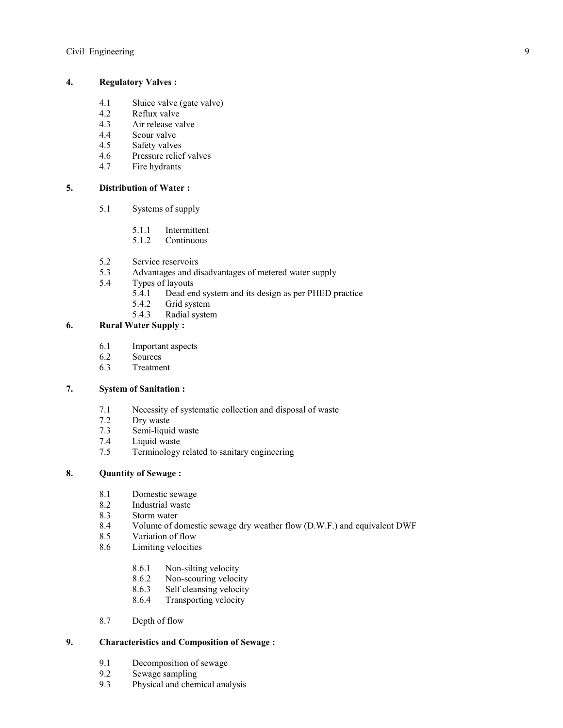## 4. Regulatory Valves :

- 4.1 Sluice valve (gate valve)
- 4.2 Reflux valve
- 4.3 Air release valve
- 4.4 Scour valve
- 4.5 Safety valves
- 4.6 Pressure relief valves
- 4.7 Fire hydrants

## 5. Distribution of Water :

- 5.1 Systems of supply
  - 5.1.1 Intermittent
  - 5.1.2 Continuous
- 5.2 Service reservoirs
- 5.3 Advantages and disadvantages of metered water supply
- 5.4 Types of layouts
  - 5.4.1 Dead end system and its design as per PHED practice
  - 5.4.2 Grid system
  - 5.4.3 Radial system

## 6. Rural Water Supply :

- 6.1 Important aspects
- 6.2 Sources
- 6.3 Treatment

## 7. System of Sanitation :

- 7.1 Necessity of systematic collection and disposal of waste
- 7.2 Dry waste
- 7.3 Semi-liquid waste
- 7.4 Liquid waste
- 7.5 Terminology related to sanitary engineering

## 8. Quantity of Sewage :

- 8.1 Domestic sewage
- 8.2 Industrial waste
- 8.3 Storm water
- 8.4 Volume of domestic sewage dry weather flow (D.W.F.) and equivalent DWF
- 8.5 Variation of flow
- 8.6 Limiting velocities
  - 8.6.1 Non-silting velocity
  - 8.6.2 Non-scouring velocity
  - 8.6.3 Self cleansing velocity
  - 8.6.4 Transporting velocity
- 8.7 Depth of flow

## 9. Characteristics and Composition of Sewage :

- 9.1 Decomposition of sewage
- 9.2 Sewage sampling
- 9.3 Physical and chemical analysis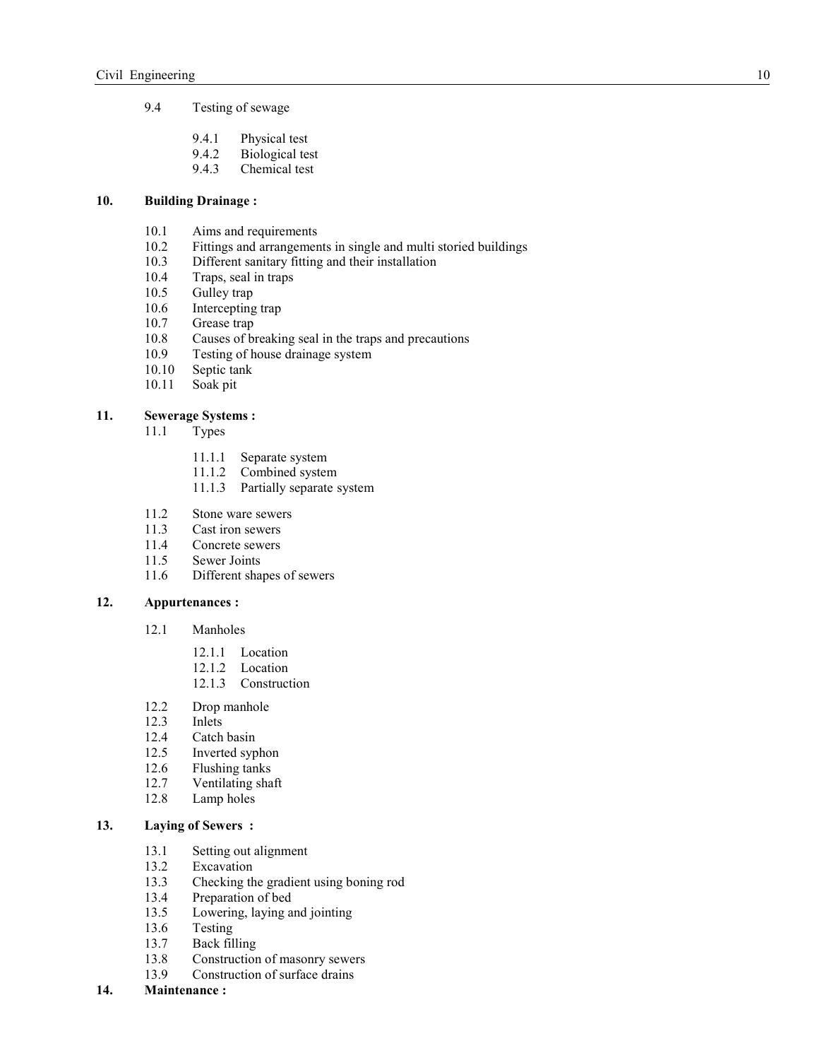9.4 Testing of sewage

- 9.4.1 Physical test
- 9.4.2 Biological test
- 9.4.3 Chemical test

**10. Building Drainage :**

- 10.1 Aims and requirements
- 10.2 Fittings and arrangements in single and multi storied buildings
- 10.3 Different sanitary fitting and their installation
- 10.4 Traps, seal in traps
- 10.5 Gulley trap
- 10.6 Intercepting trap
- 10.7 Grease trap
- 10.8 Causes of breaking seal in the traps and precautions
- 10.9 Testing of house drainage system
- 10.10 Septic tank
- 10.11 Soak pit

**11. Sewerage Systems :**

- 11.1 Types
  - 11.1.1 Separate system
  - 11.1.2 Combined system
  - 11.1.3 Partially separate system
- 11.2 Stone ware sewers
- 11.3 Cast iron sewers
- 11.4 Concrete sewers
- 11.5 Sewer Joints
- 11.6 Different shapes of sewers

**12. Appurtenances :**

- 12.1 Manholes
  - 12.1.1 Location
  - 12.1.2 Location
  - 12.1.3 Construction
- 12.2 Drop manhole
- 12.3 Inlets
- 12.4 Catch basin
- 12.5 Inverted syphon
- 12.6 Flushing tanks
- 12.7 Ventilating shaft
- 12.8 Lamp holes

**13. Laying of Sewers :**

- 13.1 Setting out alignment
- 13.2 Excavation
- 13.3 Checking the gradient using boning rod
- 13.4 Preparation of bed
- 13.5 Lowering, laying and jointing
- 13.6 Testing
- 13.7 Back filling
- 13.8 Construction of masonry sewers
- 13.9 Construction of surface drains

**14. Maintenance :**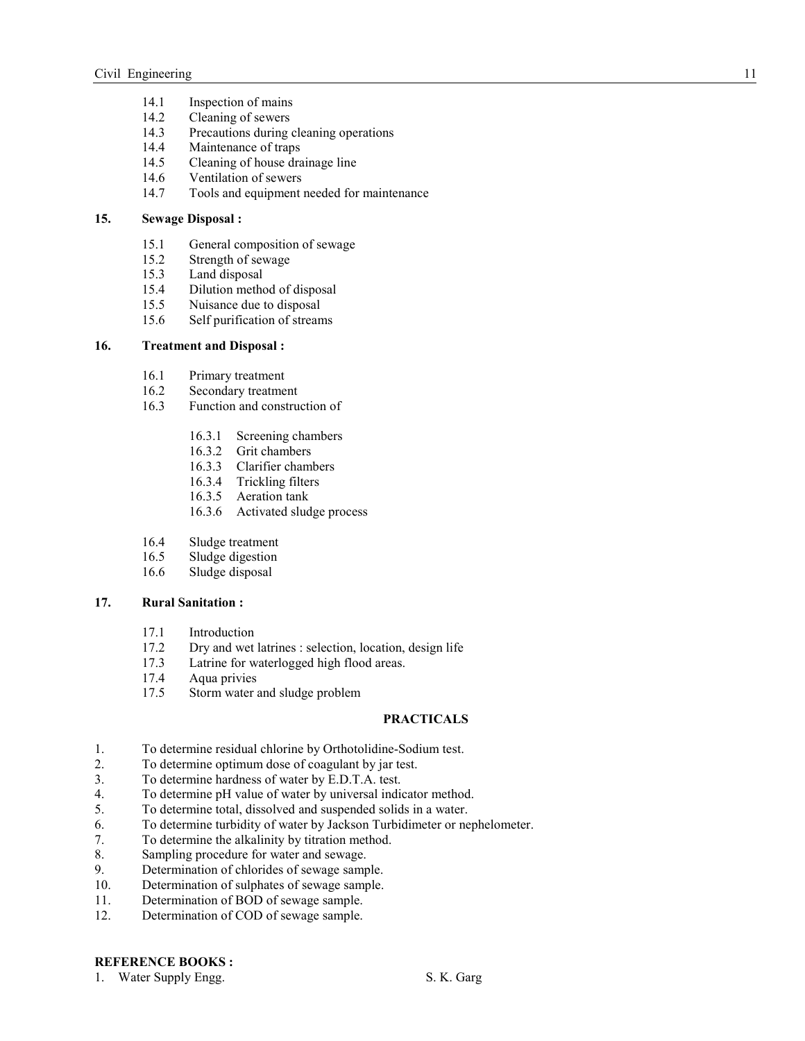14.1 Inspection of mains
14.2 Cleaning of sewers
14.3 Precautions during cleaning operations
14.4 Maintenance of traps
14.5 Cleaning of house drainage line
14.6 Ventilation of sewers
14.7 Tools and equipment needed for maintenance

**15. Sewage Disposal :**

15.1 General composition of sewage
15.2 Strength of sewage
15.3 Land disposal
15.4 Dilution method of disposal
15.5 Nuisance due to disposal
15.6 Self purification of streams

**16. Treatment and Disposal :**

16.1 Primary treatment
16.2 Secondary treatment
16.3 Function and construction of

16.3.1 Screening chambers
16.3.2 Grit chambers
16.3.3 Clarifier chambers
16.3.4 Trickling filters
16.3.5 Aeration tank
16.3.6 Activated sludge process

16.4 Sludge treatment
16.5 Sludge digestion
16.6 Sludge disposal

**17. Rural Sanitation :**

17.1 Introduction
17.2 Dry and wet latrines : selection, location, design life
17.3 Latrine for waterlogged high flood areas.
17.4 Aqua privies
17.5 Storm water and sludge problem

## PRACTICALS

1. To determine residual chlorine by Orthotolidine-Sodium test.
2. To determine optimum dose of coagulant by jar test.
3. To determine hardness of water by E.D.T.A. test.
4. To determine pH value of water by universal indicator method.
5. To determine total, dissolved and suspended solids in a water.
6. To determine turbidity of water by Jackson Turbidimeter or nephelometer.
7. To determine the alkalinity by titration method.
8. Sampling procedure for water and sewage.
9. Determination of chlorides of sewage sample.
10. Determination of sulphates of sewage sample.
11. Determination of BOD of sewage sample.
12. Determination of COD of sewage sample.

**REFERENCE BOOKS :**

1. Water Supply Engg. — S. K. Garg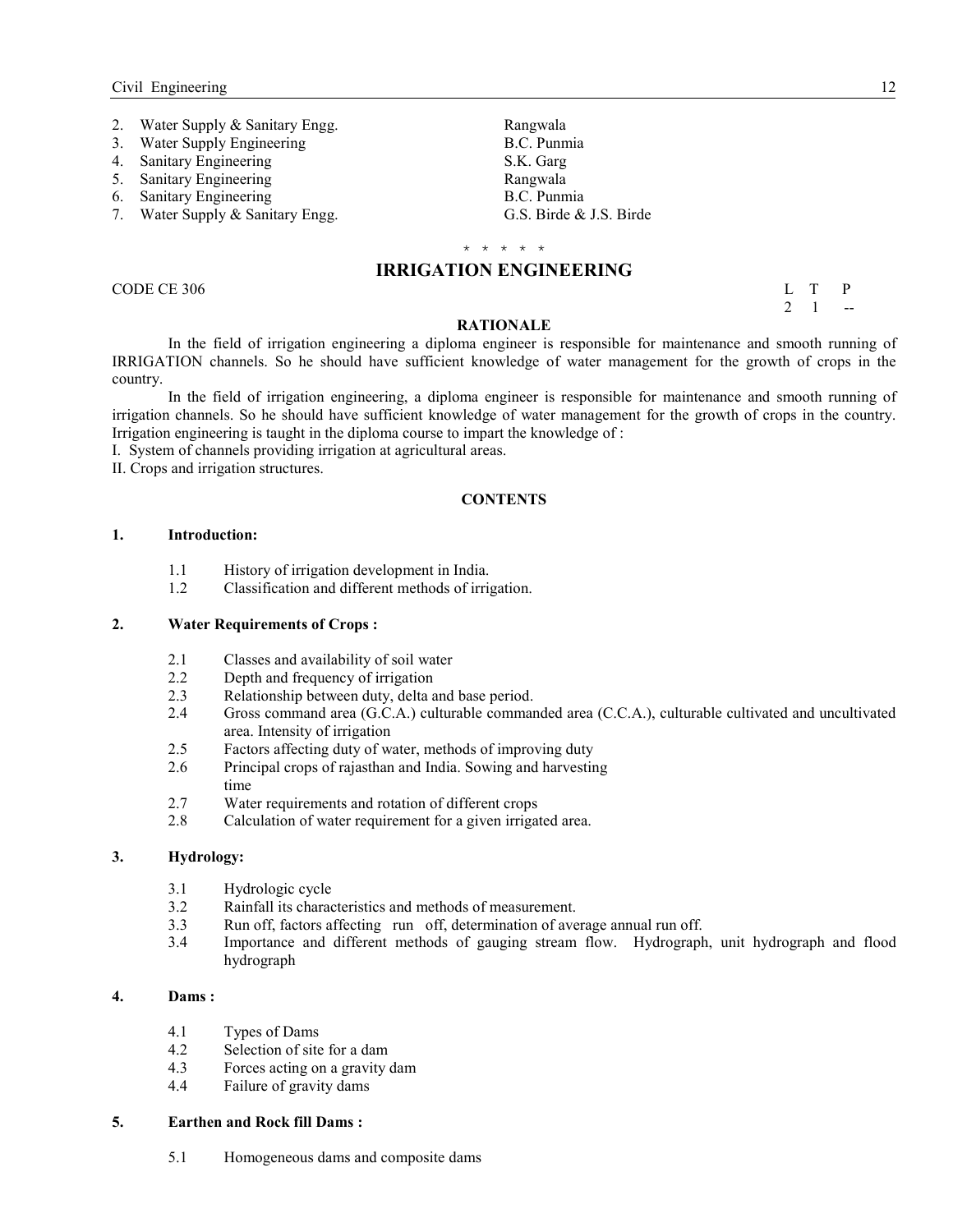2. Water Supply & Sanitary Engg. — Rangwala
3. Water Supply Engineering — B.C. Punmia
4. Sanitary Engineering — S.K. Garg
5. Sanitary Engineering — Rangwala
6. Sanitary Engineering — B.C. Punmia
7. Water Supply & Sanitary Engg. — G.S. Birde & J.S. Birde

\* \* \* \* \*

## IRRIGATION ENGINEERING

CODE CE 306

| L | T | P |
|---|---|---|
| 2 | 1 | -- |

### RATIONALE

In the field of irrigation engineering a diploma engineer is responsible for maintenance and smooth running of IRRIGATION channels. So he should have sufficient knowledge of water management for the growth of crops in the country.

In the field of irrigation engineering, a diploma engineer is responsible for maintenance and smooth running of irrigation channels. So he should have sufficient knowledge of water management for the growth of crops in the country. Irrigation engineering is taught in the diploma course to impart the knowledge of :

I. System of channels providing irrigation at agricultural areas.

II. Crops and irrigation structures.

### CONTENTS

**1. Introduction:**

- 1.1 History of irrigation development in India.
- 1.2 Classification and different methods of irrigation.

**2. Water Requirements of Crops :**

- 2.1 Classes and availability of soil water
- 2.2 Depth and frequency of irrigation
- 2.3 Relationship between duty, delta and base period.
- 2.4 Gross command area (G.C.A.) culturable commanded area (C.C.A.), culturable cultivated and uncultivated area. Intensity of irrigation
- 2.5 Factors affecting duty of water, methods of improving duty
- 2.6 Principal crops of rajasthan and India. Sowing and harvesting time
- 2.7 Water requirements and rotation of different crops
- 2.8 Calculation of water requirement for a given irrigated area.

**3. Hydrology:**

- 3.1 Hydrologic cycle
- 3.2 Rainfall its characteristics and methods of measurement.
- 3.3 Run off, factors affecting run off, determination of average annual run off.
- 3.4 Importance and different methods of gauging stream flow. Hydrograph, unit hydrograph and flood hydrograph

**4. Dams :**

- 4.1 Types of Dams
- 4.2 Selection of site for a dam
- 4.3 Forces acting on a gravity dam
- 4.4 Failure of gravity dams

**5. Earthen and Rock fill Dams :**

- 5.1 Homogeneous dams and composite dams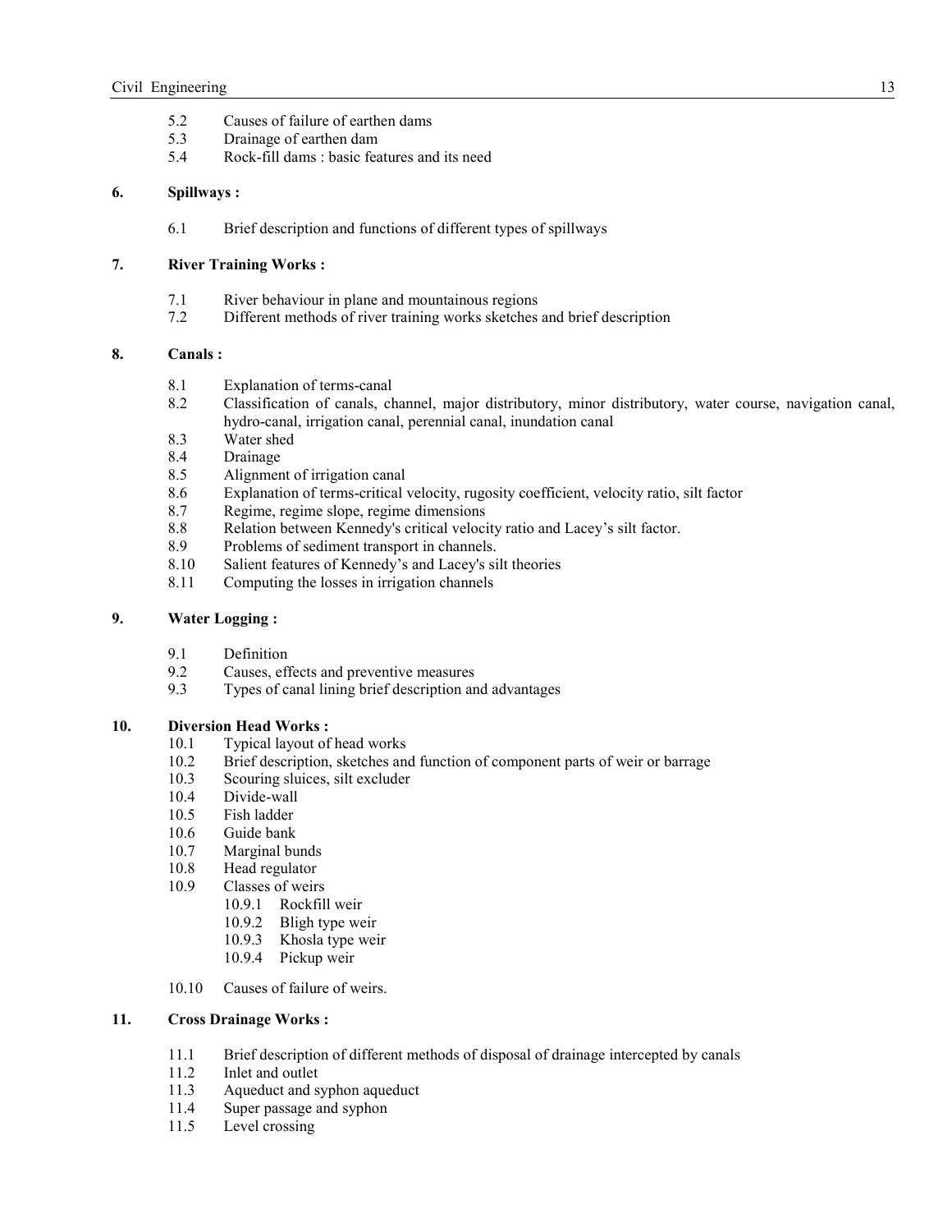5.2 Causes of failure of earthen dams
5.3 Drainage of earthen dam
5.4 Rock-fill dams : basic features and its need

**6. Spillways :**

6.1 Brief description and functions of different types of spillways

**7. River Training Works :**

7.1 River behaviour in plane and mountainous regions
7.2 Different methods of river training works sketches and brief description

**8. Canals :**

8.1 Explanation of terms-canal
8.2 Classification of canals, channel, major distributory, minor distributory, water course, navigation canal, hydro-canal, irrigation canal, perennial canal, inundation canal
8.3 Water shed
8.4 Drainage
8.5 Alignment of irrigation canal
8.6 Explanation of terms-critical velocity, rugosity coefficient, velocity ratio, silt factor
8.7 Regime, regime slope, regime dimensions
8.8 Relation between Kennedy's critical velocity ratio and Lacey's silt factor.
8.9 Problems of sediment transport in channels.
8.10 Salient features of Kennedy's and Lacey's silt theories
8.11 Computing the losses in irrigation channels

**9. Water Logging :**

9.1 Definition
9.2 Causes, effects and preventive measures
9.3 Types of canal lining brief description and advantages

**10. Diversion Head Works :**

10.1 Typical layout of head works
10.2 Brief description, sketches and function of component parts of weir or barrage
10.3 Scouring sluices, silt excluder
10.4 Divide-wall
10.5 Fish ladder
10.6 Guide bank
10.7 Marginal bunds
10.8 Head regulator
10.9 Classes of weirs
  10.9.1 Rockfill weir
  10.9.2 Bligh type weir
  10.9.3 Khosla type weir
  10.9.4 Pickup weir

10.10 Causes of failure of weirs.

**11. Cross Drainage Works :**

11.1 Brief description of different methods of disposal of drainage intercepted by canals
11.2 Inlet and outlet
11.3 Aqueduct and syphon aqueduct
11.4 Super passage and syphon
11.5 Level crossing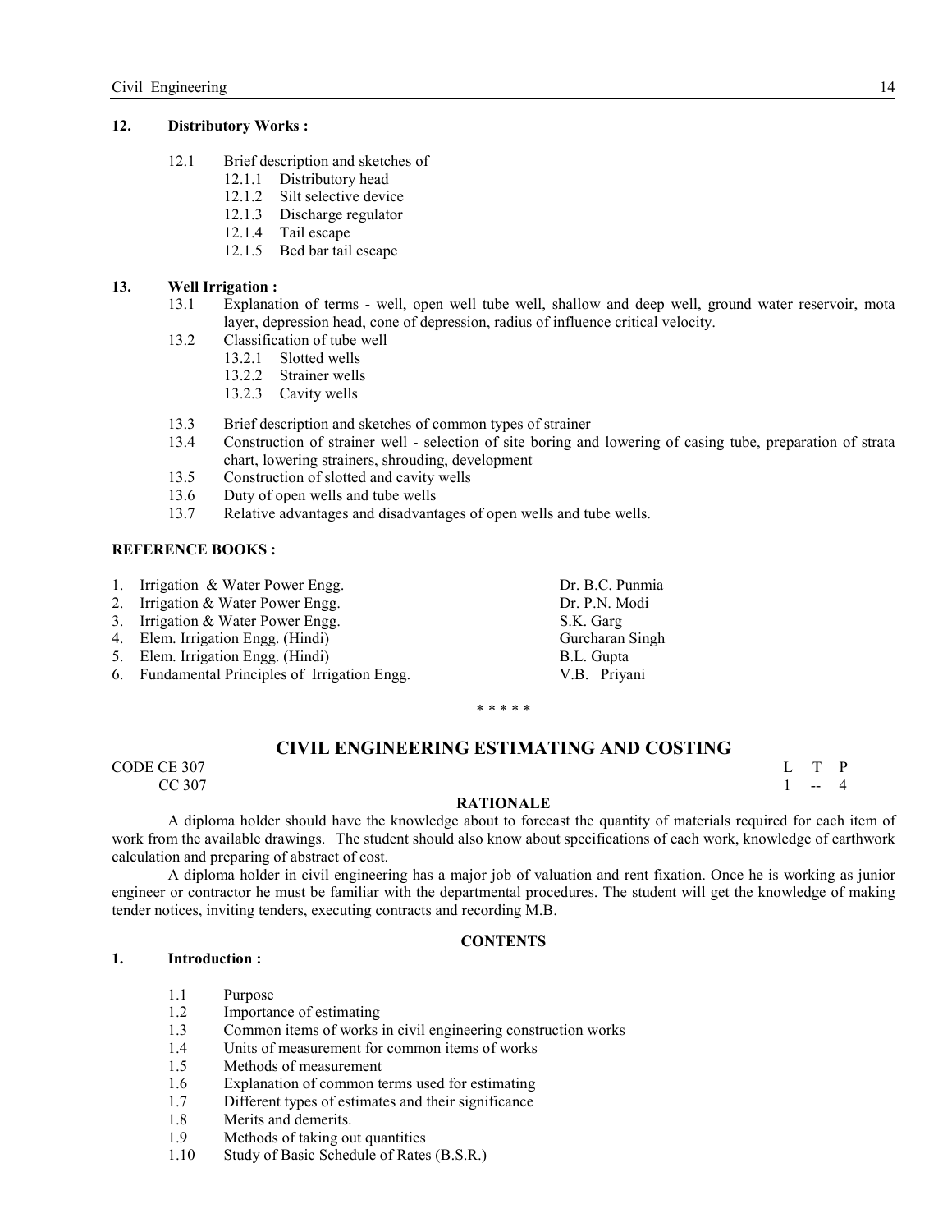**12. Distributory Works :**

- 12.1 Brief description and sketches of
  - 12.1.1 Distributory head
  - 12.1.2 Silt selective device
  - 12.1.3 Discharge regulator
  - 12.1.4 Tail escape
  - 12.1.5 Bed bar tail escape

**13. Well Irrigation :**

- 13.1 Explanation of terms - well, open well tube well, shallow and deep well, ground water reservoir, mota layer, depression head, cone of depression, radius of influence critical velocity.
- 13.2 Classification of tube well
  - 13.2.1 Slotted wells
  - 13.2.2 Strainer wells
  - 13.2.3 Cavity wells
- 13.3 Brief description and sketches of common types of strainer
- 13.4 Construction of strainer well - selection of site boring and lowering of casing tube, preparation of strata chart, lowering strainers, shrouding, development
- 13.5 Construction of slotted and cavity wells
- 13.6 Duty of open wells and tube wells
- 13.7 Relative advantages and disadvantages of open wells and tube wells.

**REFERENCE BOOKS :**

| | Book | Author |
|---|---|---|
| 1. | Irrigation & Water Power Engg. | Dr. B.C. Punmia |
| 2. | Irrigation & Water Power Engg. | Dr. P.N. Modi |
| 3. | Irrigation & Water Power Engg. | S.K. Garg |
| 4. | Elem. Irrigation Engg. (Hindi) | Gurcharan Singh |
| 5. | Elem. Irrigation Engg. (Hindi) | B.L. Gupta |
| 6. | Fundamental Principles of Irrigation Engg. | V.B. Priyani |

\* \* \* \* \*

## CIVIL ENGINEERING ESTIMATING AND COSTING

CODE CE 307
CC 307

| L | T | P |
|---|---|---|
| 1 | -- | 4 |

**RATIONALE**

A diploma holder should have the knowledge about to forecast the quantity of materials required for each item of work from the available drawings. The student should also know about specifications of each work, knowledge of earthwork calculation and preparing of abstract of cost.

A diploma holder in civil engineering has a major job of valuation and rent fixation. Once he is working as junior engineer or contractor he must be familiar with the departmental procedures. The student will get the knowledge of making tender notices, inviting tenders, executing contracts and recording M.B.

**CONTENTS**

**1. Introduction :**

- 1.1 Purpose
- 1.2 Importance of estimating
- 1.3 Common items of works in civil engineering construction works
- 1.4 Units of measurement for common items of works
- 1.5 Methods of measurement
- 1.6 Explanation of common terms used for estimating
- 1.7 Different types of estimates and their significance
- 1.8 Merits and demerits.
- 1.9 Methods of taking out quantities
- 1.10 Study of Basic Schedule of Rates (B.S.R.)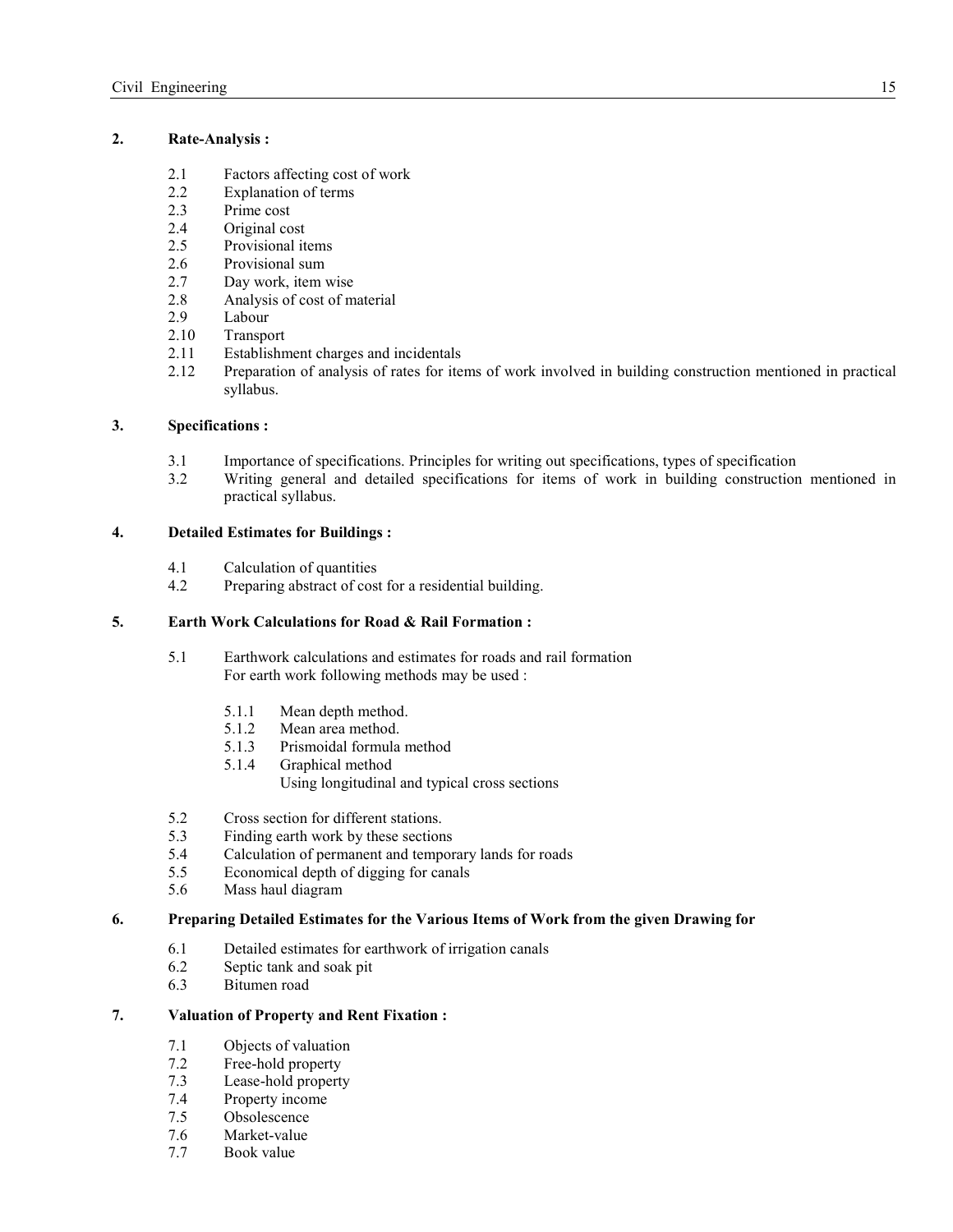## 2. Rate-Analysis :

- 2.1 Factors affecting cost of work
- 2.2 Explanation of terms
- 2.3 Prime cost
- 2.4 Original cost
- 2.5 Provisional items
- 2.6 Provisional sum
- 2.7 Day work, item wise
- 2.8 Analysis of cost of material
- 2.9 Labour
- 2.10 Transport
- 2.11 Establishment charges and incidentals
- 2.12 Preparation of analysis of rates for items of work involved in building construction mentioned in practical syllabus.

## 3. Specifications :

- 3.1 Importance of specifications. Principles for writing out specifications, types of specification
- 3.2 Writing general and detailed specifications for items of work in building construction mentioned in practical syllabus.

## 4. Detailed Estimates for Buildings :

- 4.1 Calculation of quantities
- 4.2 Preparing abstract of cost for a residential building.

## 5. Earth Work Calculations for Road & Rail Formation :

- 5.1 Earthwork calculations and estimates for roads and rail formation
  For earth work following methods may be used :
  - 5.1.1 Mean depth method.
  - 5.1.2 Mean area method.
  - 5.1.3 Prismoidal formula method
  - 5.1.4 Graphical method
    Using longitudinal and typical cross sections
- 5.2 Cross section for different stations.
- 5.3 Finding earth work by these sections
- 5.4 Calculation of permanent and temporary lands for roads
- 5.5 Economical depth of digging for canals
- 5.6 Mass haul diagram

## 6. Preparing Detailed Estimates for the Various Items of Work from the given Drawing for

- 6.1 Detailed estimates for earthwork of irrigation canals
- 6.2 Septic tank and soak pit
- 6.3 Bitumen road

## 7. Valuation of Property and Rent Fixation :

- 7.1 Objects of valuation
- 7.2 Free-hold property
- 7.3 Lease-hold property
- 7.4 Property income
- 7.5 Obsolescence
- 7.6 Market-value
- 7.7 Book value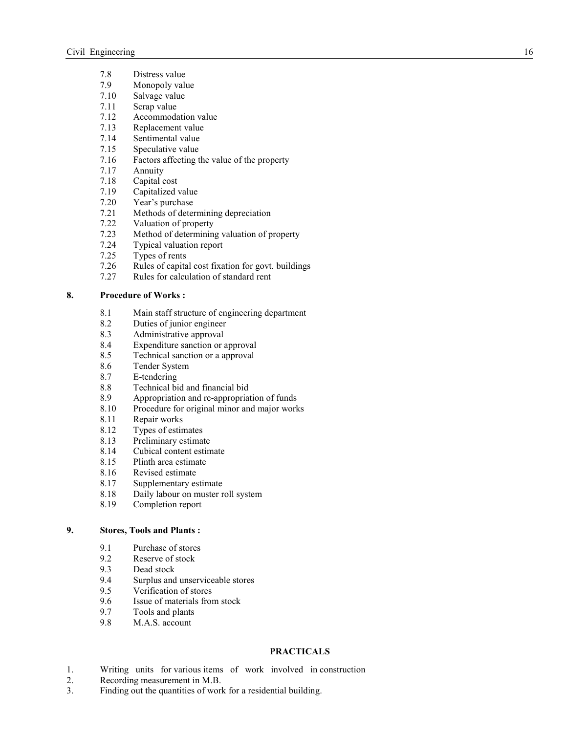7.8 Distress value
7.9 Monopoly value
7.10 Salvage value
7.11 Scrap value
7.12 Accommodation value
7.13 Replacement value
7.14 Sentimental value
7.15 Speculative value
7.16 Factors affecting the value of the property
7.17 Annuity
7.18 Capital cost
7.19 Capitalized value
7.20 Year's purchase
7.21 Methods of determining depreciation
7.22 Valuation of property
7.23 Method of determining valuation of property
7.24 Typical valuation report
7.25 Types of rents
7.26 Rules of capital cost fixation for govt. buildings
7.27 Rules for calculation of standard rent

**8. Procedure of Works :**

8.1 Main staff structure of engineering department
8.2 Duties of junior engineer
8.3 Administrative approval
8.4 Expenditure sanction or approval
8.5 Technical sanction or a approval
8.6 Tender System
8.7 E-tendering
8.8 Technical bid and financial bid
8.9 Appropriation and re-appropriation of funds
8.10 Procedure for original minor and major works
8.11 Repair works
8.12 Types of estimates
8.13 Preliminary estimate
8.14 Cubical content estimate
8.15 Plinth area estimate
8.16 Revised estimate
8.17 Supplementary estimate
8.18 Daily labour on muster roll system
8.19 Completion report

**9. Stores, Tools and Plants :**

9.1 Purchase of stores
9.2 Reserve of stock
9.3 Dead stock
9.4 Surplus and unserviceable stores
9.5 Verification of stores
9.6 Issue of materials from stock
9.7 Tools and plants
9.8 M.A.S. account

**PRACTICALS**

1. Writing units for various items of work involved in construction
2. Recording measurement in M.B.
3. Finding out the quantities of work for a residential building.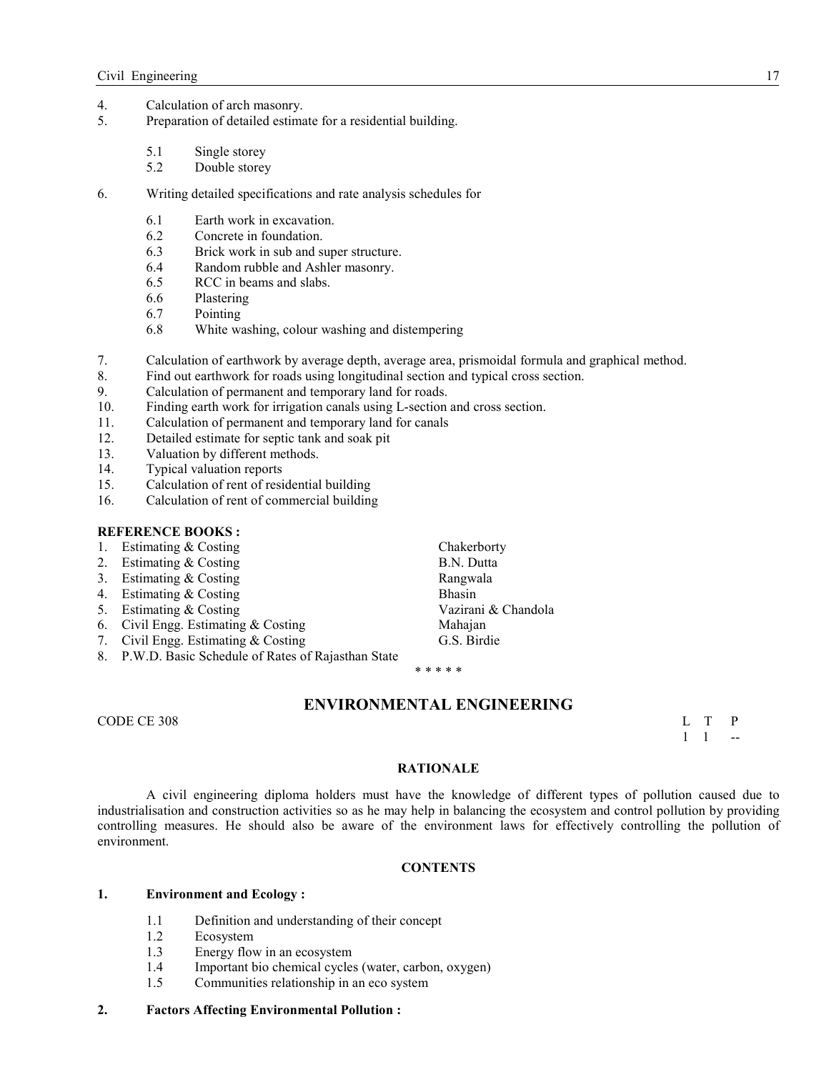4. Calculation of arch masonry.
5. Preparation of detailed estimate for a residential building.

   5.1 Single storey
   5.2 Double storey

6. Writing detailed specifications and rate analysis schedules for

   6.1 Earth work in excavation.
   6.2 Concrete in foundation.
   6.3 Brick work in sub and super structure.
   6.4 Random rubble and Ashler masonry.
   6.5 RCC in beams and slabs.
   6.6 Plastering
   6.7 Pointing
   6.8 White washing, colour washing and distempering

7. Calculation of earthwork by average depth, average area, prismoidal formula and graphical method.
8. Find out earthwork for roads using longitudinal section and typical cross section.
9. Calculation of permanent and temporary land for roads.
10. Finding earth work for irrigation canals using L-section and cross section.
11. Calculation of permanent and temporary land for canals
12. Detailed estimate for septic tank and soak pit
13. Valuation by different methods.
14. Typical valuation reports
15. Calculation of rent of residential building
16. Calculation of rent of commercial building

**REFERENCE BOOKS :**

| | | |
|---|---|---|
| 1. | Estimating & Costing | Chakerborty |
| 2. | Estimating & Costing | B.N. Dutta |
| 3. | Estimating & Costing | Rangwala |
| 4. | Estimating & Costing | Bhasin |
| 5. | Estimating & Costing | Vazirani & Chandola |
| 6. | Civil Engg. Estimating & Costing | Mahajan |
| 7. | Civil Engg. Estimating & Costing | G.S. Birdie |
| 8. | P.W.D. Basic Schedule of Rates of Rajasthan State | |

* * * * *

## ENVIRONMENTAL ENGINEERING

CODE CE 308

| L | T | P |
|---|---|---|
| 1 | 1 | -- |

### RATIONALE

A civil engineering diploma holders must have the knowledge of different types of pollution caused due to industrialisation and construction activities so as he may help in balancing the ecosystem and control pollution by providing controlling measures. He should also be aware of the environment laws for effectively controlling the pollution of environment.

### CONTENTS

**1. Environment and Ecology :**

   1.1 Definition and understanding of their concept
   1.2 Ecosystem
   1.3 Energy flow in an ecosystem
   1.4 Important bio chemical cycles (water, carbon, oxygen)
   1.5 Communities relationship in an eco system

**2. Factors Affecting Environmental Pollution :**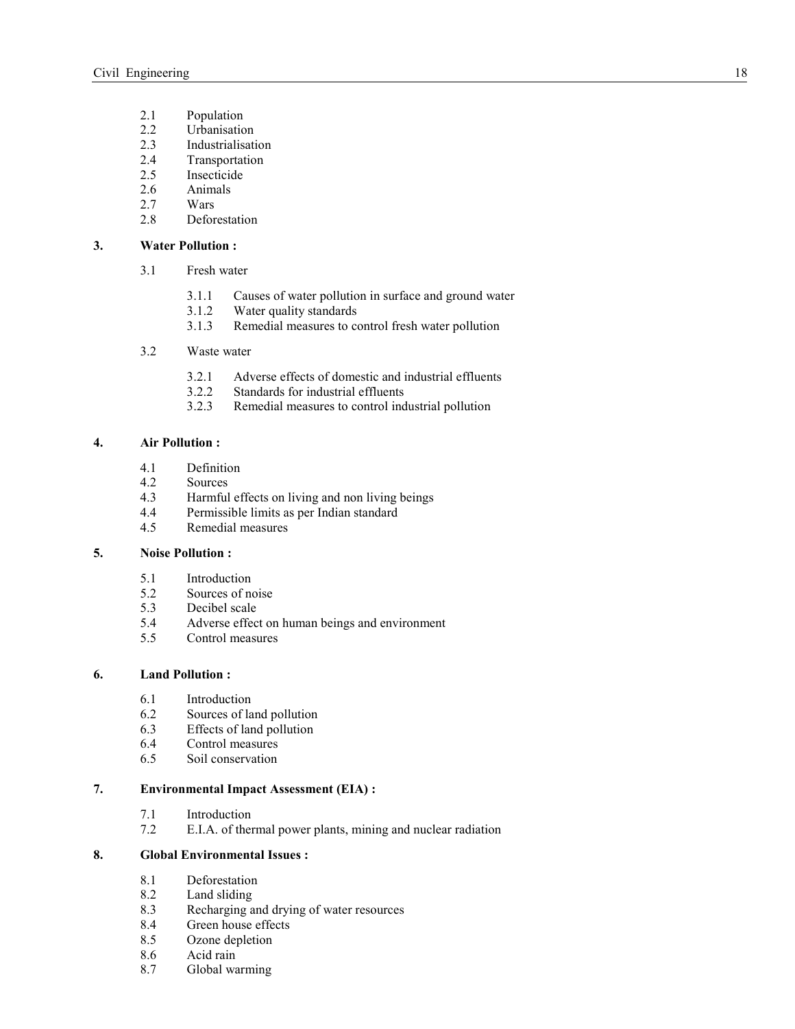- 2.1 Population
- 2.2 Urbanisation
- 2.3 Industrialisation
- 2.4 Transportation
- 2.5 Insecticide
- 2.6 Animals
- 2.7 Wars
- 2.8 Deforestation

**3. Water Pollution :**

- 3.1 Fresh water
  - 3.1.1 Causes of water pollution in surface and ground water
  - 3.1.2 Water quality standards
  - 3.1.3 Remedial measures to control fresh water pollution
- 3.2 Waste water
  - 3.2.1 Adverse effects of domestic and industrial effluents
  - 3.2.2 Standards for industrial effluents
  - 3.2.3 Remedial measures to control industrial pollution

**4. Air Pollution :**

- 4.1 Definition
- 4.2 Sources
- 4.3 Harmful effects on living and non living beings
- 4.4 Permissible limits as per Indian standard
- 4.5 Remedial measures

**5. Noise Pollution :**

- 5.1 Introduction
- 5.2 Sources of noise
- 5.3 Decibel scale
- 5.4 Adverse effect on human beings and environment
- 5.5 Control measures

**6. Land Pollution :**

- 6.1 Introduction
- 6.2 Sources of land pollution
- 6.3 Effects of land pollution
- 6.4 Control measures
- 6.5 Soil conservation

**7. Environmental Impact Assessment (EIA) :**

- 7.1 Introduction
- 7.2 E.I.A. of thermal power plants, mining and nuclear radiation

**8. Global Environmental Issues :**

- 8.1 Deforestation
- 8.2 Land sliding
- 8.3 Recharging and drying of water resources
- 8.4 Green house effects
- 8.5 Ozone depletion
- 8.6 Acid rain
- 8.7 Global warming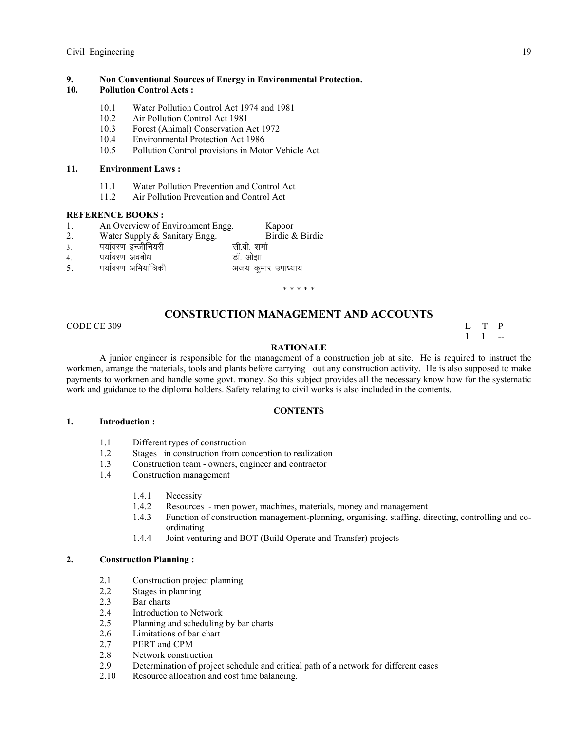**9. Non Conventional Sources of Energy in Environmental Protection.**

**10. Pollution Control Acts :**

- 10.1 Water Pollution Control Act 1974 and 1981
- 10.2 Air Pollution Control Act 1981
- 10.3 Forest (Animal) Conservation Act 1972
- 10.4 Environmental Protection Act 1986
- 10.5 Pollution Control provisions in Motor Vehicle Act

**11. Environment Laws :**

- 11.1 Water Pollution Prevention and Control Act
- 11.2 Air Pollution Prevention and Control Act

**REFERENCE BOOKS :**

| | | |
|---|---|---|
| 1. | An Overview of Environment Engg. | Kapoor |
| 2. | Water Supply & Sanitary Engg. | Birdie & Birdie |
| 3. | पर्यावरण इन्जीनियरी | सी.बी. शर्मा |
| 4. | पर्यावरण अवबोध | डॉ. ओझा |
| 5. | पर्यावरण अभियांत्रिकी | अजय कुमार उपाध्याय |

\* \* \* \* \*

## CONSTRUCTION MANAGEMENT AND ACCOUNTS

CODE CE 309

| L | T | P |
|---|---|---|
| 1 | 1 | -- |

### RATIONALE

A junior engineer is responsible for the management of a construction job at site. He is required to instruct the workmen, arrange the materials, tools and plants before carrying out any construction activity. He is also supposed to make payments to workmen and handle some govt. money. So this subject provides all the necessary know how for the systematic work and guidance to the diploma holders. Safety relating to civil works is also included in the contents.

### CONTENTS

**1. Introduction :**

- 1.1 Different types of construction
- 1.2 Stages in construction from conception to realization
- 1.3 Construction team - owners, engineer and contractor
- 1.4 Construction management
  - 1.4.1 Necessity
  - 1.4.2 Resources - men power, machines, materials, money and management
  - 1.4.3 Function of construction management-planning, organising, staffing, directing, controlling and co-ordinating
  - 1.4.4 Joint venturing and BOT (Build Operate and Transfer) projects

**2. Construction Planning :**

- 2.1 Construction project planning
- 2.2 Stages in planning
- 2.3 Bar charts
- 2.4 Introduction to Network
- 2.5 Planning and scheduling by bar charts
- 2.6 Limitations of bar chart
- 2.7 PERT and CPM
- 2.8 Network construction
- 2.9 Determination of project schedule and critical path of a network for different cases
- 2.10 Resource allocation and cost time balancing.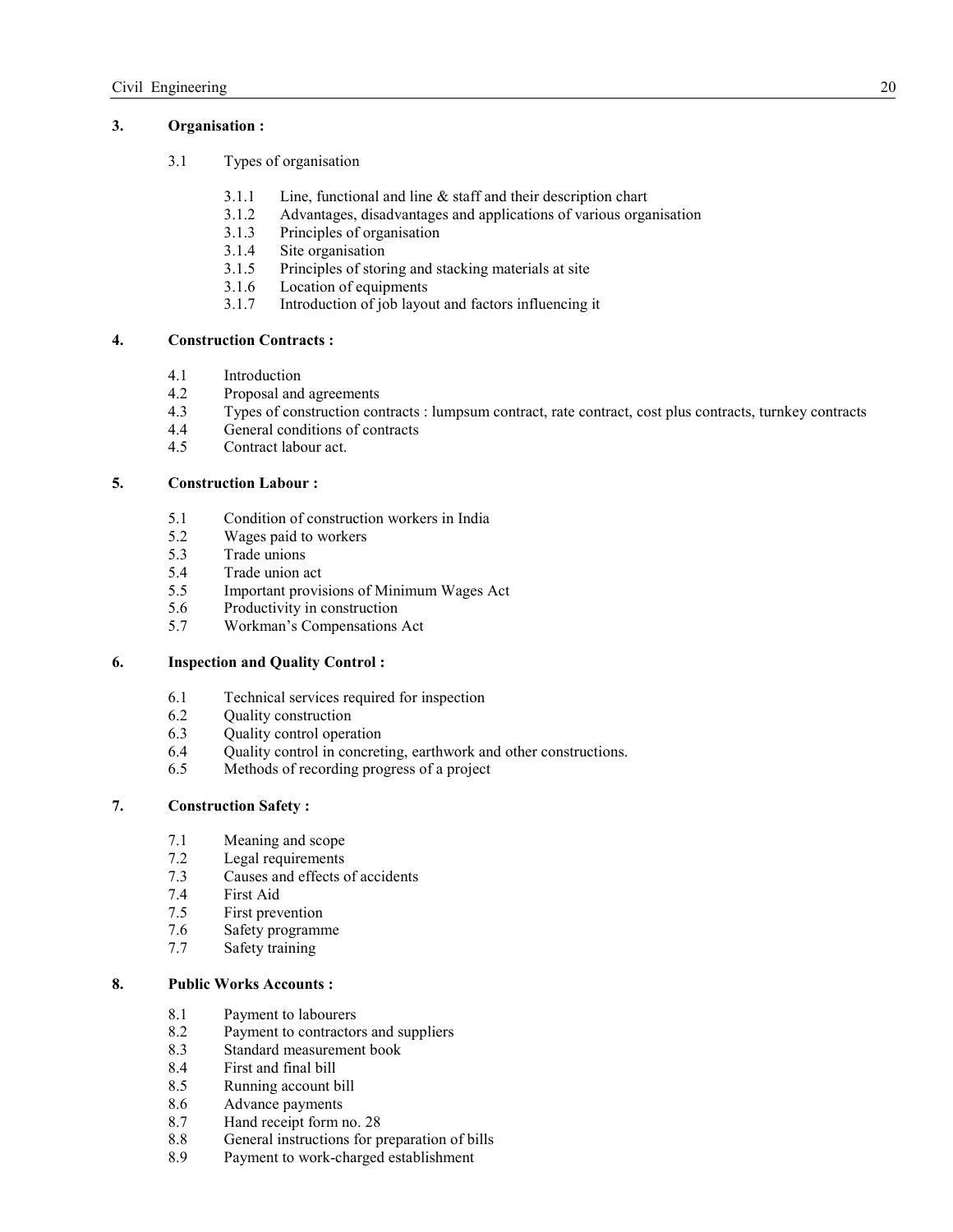## 3. Organisation :

3.1 Types of organisation

- 3.1.1 Line, functional and line & staff and their description chart
- 3.1.2 Advantages, disadvantages and applications of various organisation
- 3.1.3 Principles of organisation
- 3.1.4 Site organisation
- 3.1.5 Principles of storing and stacking materials at site
- 3.1.6 Location of equipments
- 3.1.7 Introduction of job layout and factors influencing it

## 4. Construction Contracts :

- 4.1 Introduction
- 4.2 Proposal and agreements
- 4.3 Types of construction contracts : lumpsum contract, rate contract, cost plus contracts, turnkey contracts
- 4.4 General conditions of contracts
- 4.5 Contract labour act.

## 5. Construction Labour :

- 5.1 Condition of construction workers in India
- 5.2 Wages paid to workers
- 5.3 Trade unions
- 5.4 Trade union act
- 5.5 Important provisions of Minimum Wages Act
- 5.6 Productivity in construction
- 5.7 Workman's Compensations Act

## 6. Inspection and Quality Control :

- 6.1 Technical services required for inspection
- 6.2 Quality construction
- 6.3 Quality control operation
- 6.4 Quality control in concreting, earthwork and other constructions.
- 6.5 Methods of recording progress of a project

## 7. Construction Safety :

- 7.1 Meaning and scope
- 7.2 Legal requirements
- 7.3 Causes and effects of accidents
- 7.4 First Aid
- 7.5 First prevention
- 7.6 Safety programme
- 7.7 Safety training

## 8. Public Works Accounts :

- 8.1 Payment to labourers
- 8.2 Payment to contractors and suppliers
- 8.3 Standard measurement book
- 8.4 First and final bill
- 8.5 Running account bill
- 8.6 Advance payments
- 8.7 Hand receipt form no. 28
- 8.8 General instructions for preparation of bills
- 8.9 Payment to work-charged establishment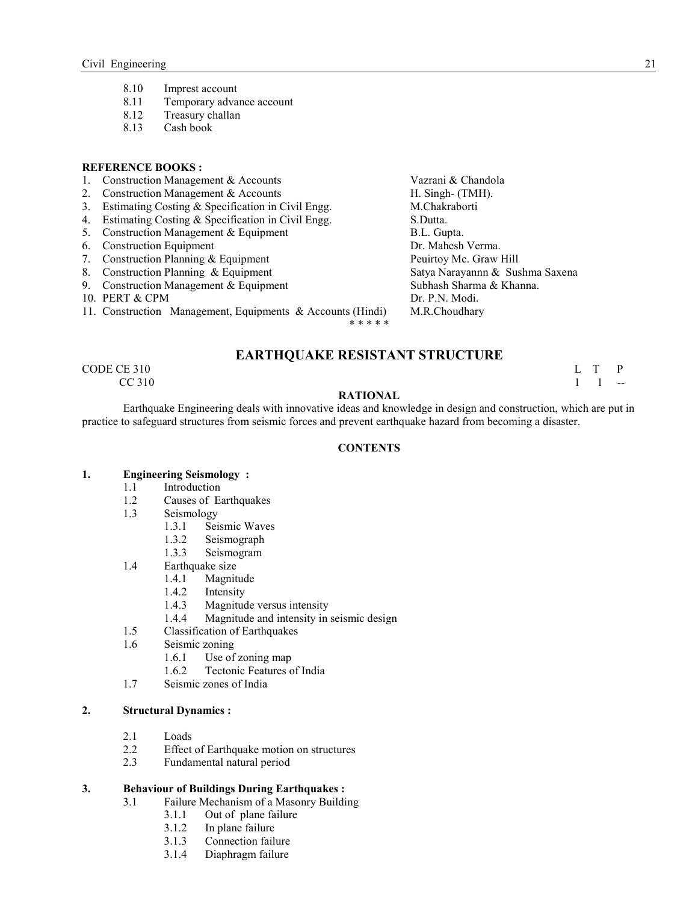8.10 Imprest account
8.11 Temporary advance account
8.12 Treasury challan
8.13 Cash book

**REFERENCE BOOKS :**

| No. | Title | Author |
|---|---|---|
| 1. | Construction Management & Accounts | Vazrani & Chandola |
| 2. | Construction Management & Accounts | H. Singh- (TMH). |
| 3. | Estimating Costing & Specification in Civil Engg. | M.Chakraborti |
| 4. | Estimating Costing & Specification in Civil Engg. | S.Dutta. |
| 5. | Construction Management & Equipment | B.L. Gupta. |
| 6. | Construction Equipment | Dr. Mahesh Verma. |
| 7. | Construction Planning & Equipment | Peuirtoy Mc. Graw Hill |
| 8. | Construction Planning & Equipment | Satya Narayannn & Sushma Saxena |
| 9. | Construction Management & Equipment | Subhash Sharma & Khanna. |
| 10. | PERT & CPM | Dr. P.N. Modi. |
| 11. | Construction Management, Equipments & Accounts (Hindi) | M.R.Choudhary |

\* \* \* \* \*

## EARTHQUAKE RESISTANT STRUCTURE

CODE CE 310
CC 310

| L | T | P |
|---|---|---|
| 1 | 1 | -- |

**RATIONAL**

Earthquake Engineering deals with innovative ideas and knowledge in design and construction, which are put in practice to safeguard structures from seismic forces and prevent earthquake hazard from becoming a disaster.

**CONTENTS**

**1. Engineering Seismology :**

1.1 Introduction
1.2 Causes of Earthquakes
1.3 Seismology
  1.3.1 Seismic Waves
  1.3.2 Seismograph
  1.3.3 Seismogram
1.4 Earthquake size
  1.4.1 Magnitude
  1.4.2 Intensity
  1.4.3 Magnitude versus intensity
  1.4.4 Magnitude and intensity in seismic design
1.5 Classification of Earthquakes
1.6 Seismic zoning
  1.6.1 Use of zoning map
  1.6.2 Tectonic Features of India
1.7 Seismic zones of India

**2. Structural Dynamics :**

2.1 Loads
2.2 Effect of Earthquake motion on structures
2.3 Fundamental natural period

**3. Behaviour of Buildings During Earthquakes :**

3.1 Failure Mechanism of a Masonry Building
  3.1.1 Out of plane failure
  3.1.2 In plane failure
  3.1.3 Connection failure
  3.1.4 Diaphragm failure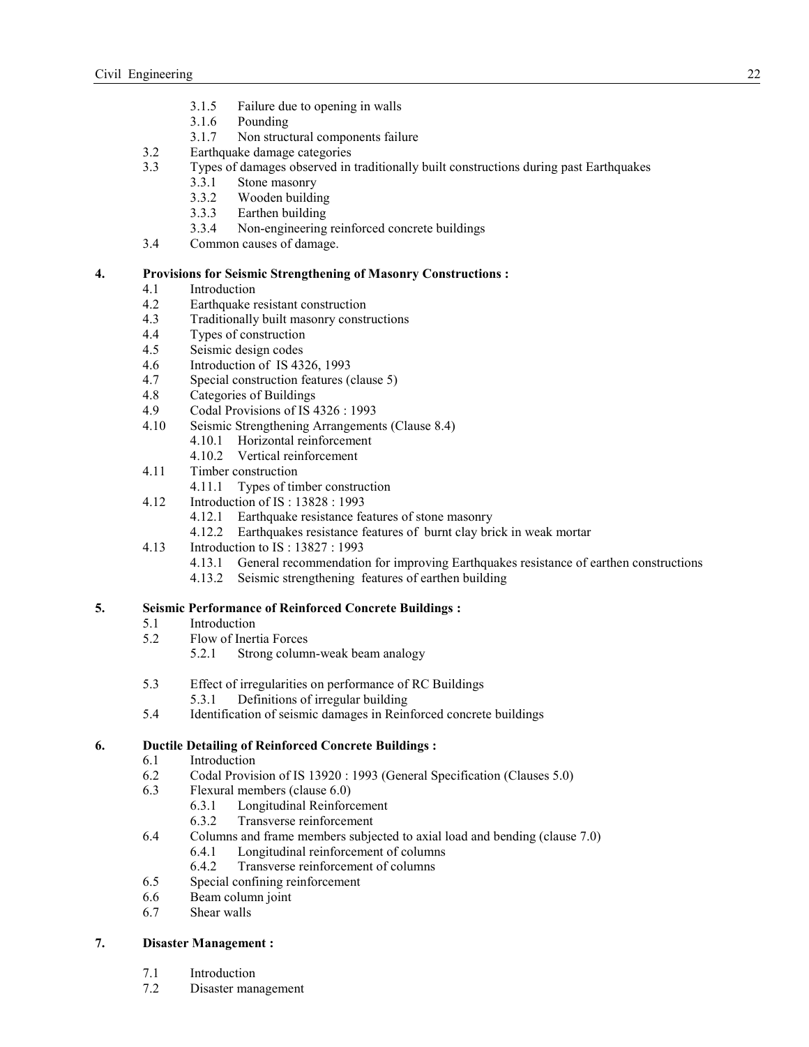- 3.1.5 Failure due to opening in walls
- 3.1.6 Pounding
- 3.1.7 Non structural components failure

3.2 Earthquake damage categories

3.3 Types of damages observed in traditionally built constructions during past Earthquakes

- 3.3.1 Stone masonry
- 3.3.2 Wooden building
- 3.3.3 Earthen building
- 3.3.4 Non-engineering reinforced concrete buildings

3.4 Common causes of damage.

**4. Provisions for Seismic Strengthening of Masonry Constructions :**

4.1 Introduction

4.2 Earthquake resistant construction

4.3 Traditionally built masonry constructions

4.4 Types of construction

4.5 Seismic design codes

4.6 Introduction of IS 4326, 1993

4.7 Special construction features (clause 5)

4.8 Categories of Buildings

4.9 Codal Provisions of IS 4326 : 1993

4.10 Seismic Strengthening Arrangements (Clause 8.4)

- 4.10.1 Horizontal reinforcement
- 4.10.2 Vertical reinforcement

4.11 Timber construction

- 4.11.1 Types of timber construction

4.12 Introduction of IS : 13828 : 1993

- 4.12.1 Earthquake resistance features of stone masonry
- 4.12.2 Earthquakes resistance features of burnt clay brick in weak mortar

4.13 Introduction to IS : 13827 : 1993

- 4.13.1 General recommendation for improving Earthquakes resistance of earthen constructions
- 4.13.2 Seismic strengthening features of earthen building

**5. Seismic Performance of Reinforced Concrete Buildings :**

5.1 Introduction

5.2 Flow of Inertia Forces

- 5.2.1 Strong column-weak beam analogy

5.3 Effect of irregularities on performance of RC Buildings

- 5.3.1 Definitions of irregular building

5.4 Identification of seismic damages in Reinforced concrete buildings

**6. Ductile Detailing of Reinforced Concrete Buildings :**

6.1 Introduction

6.2 Codal Provision of IS 13920 : 1993 (General Specification (Clauses 5.0)

6.3 Flexural members (clause 6.0)

- 6.3.1 Longitudinal Reinforcement
- 6.3.2 Transverse reinforcement

6.4 Columns and frame members subjected to axial load and bending (clause 7.0)

- 6.4.1 Longitudinal reinforcement of columns
- 6.4.2 Transverse reinforcement of columns

6.5 Special confining reinforcement

6.6 Beam column joint

6.7 Shear walls

**7. Disaster Management :**

7.1 Introduction

7.2 Disaster management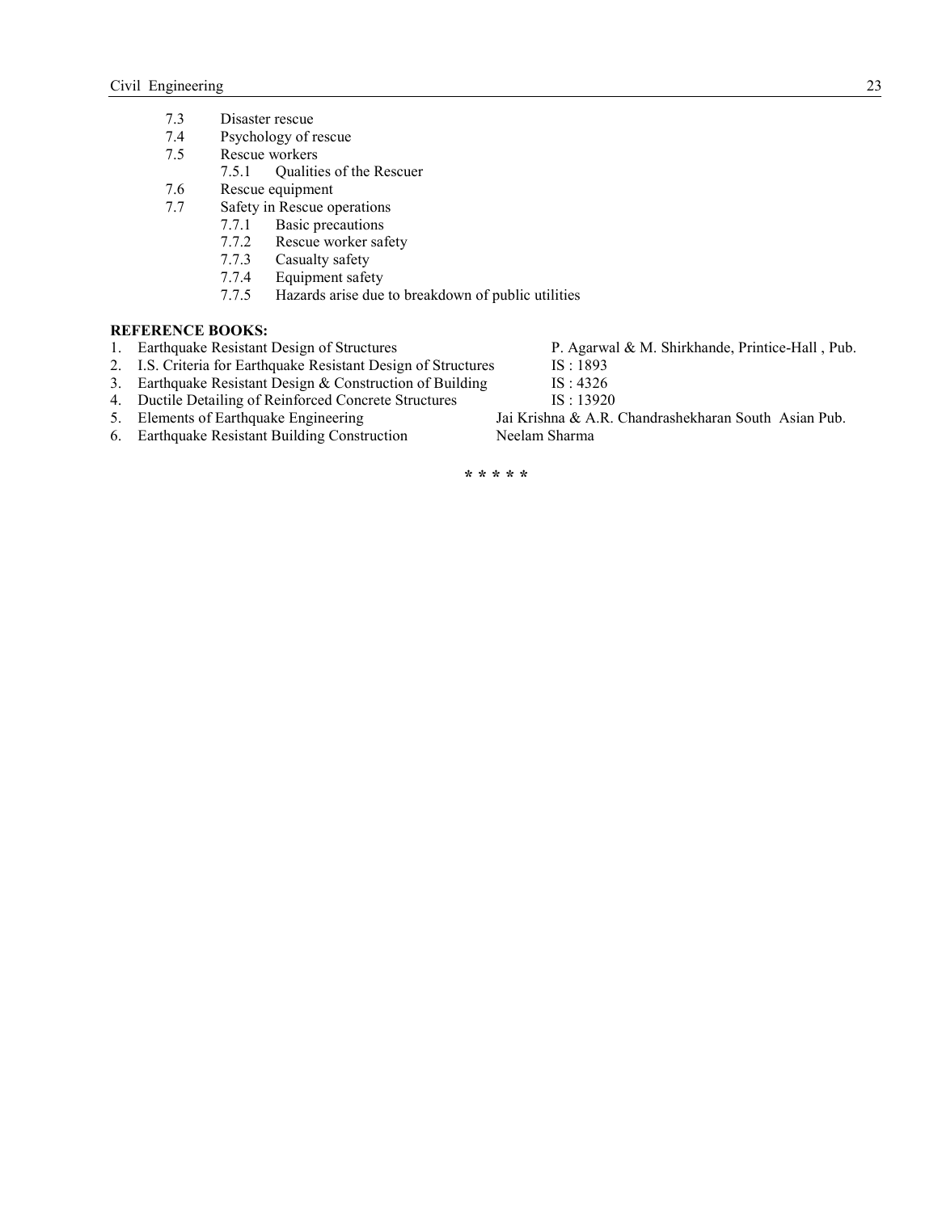- 7.3 Disaster rescue
- 7.4 Psychology of rescue
- 7.5 Rescue workers
  - 7.5.1 Qualities of the Rescuer
- 7.6 Rescue equipment
- 7.7 Safety in Rescue operations
  - 7.7.1 Basic precautions
  - 7.7.2 Rescue worker safety
  - 7.7.3 Casualty safety
  - 7.7.4 Equipment safety
  - 7.7.5 Hazards arise due to breakdown of public utilities

**REFERENCE BOOKS:**

| | Title | Author/Code |
|---|---|---|
| 1. | Earthquake Resistant Design of Structures | P. Agarwal & M. Shirkhande, Printice-Hall , Pub. |
| 2. | I.S. Criteria for Earthquake Resistant Design of Structures | IS : 1893 |
| 3. | Earthquake Resistant Design & Construction of Building | IS : 4326 |
| 4. | Ductile Detailing of Reinforced Concrete Structures | IS : 13920 |
| 5. | Elements of Earthquake Engineering | Jai Krishna & A.R. Chandrashekharan South Asian Pub. |
| 6. | Earthquake Resistant Building Construction | Neelam Sharma |

* * * * *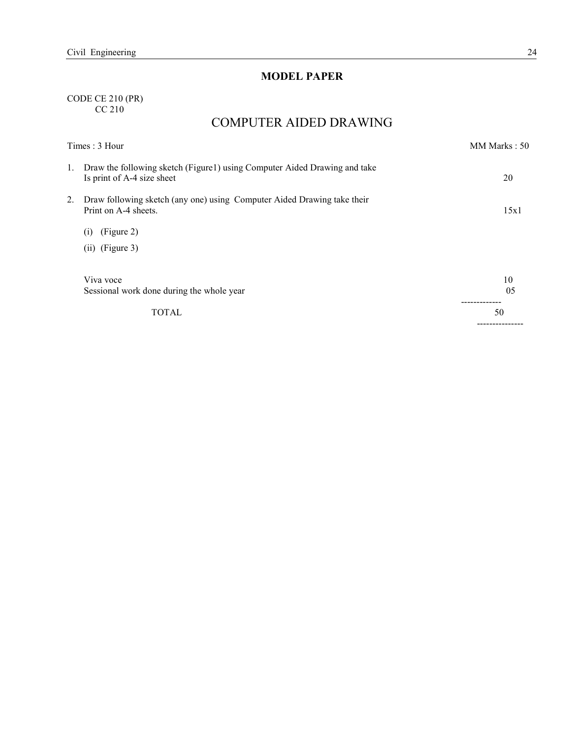## MODEL PAPER

CODE CE 210 (PR)
CC 210

# COMPUTER AIDED DRAWING

Times : 3 Hour | MM Marks : 50

| | | |
|---|---|---|
| 1. | Draw the following sketch (Figure1) using Computer Aided Drawing and take Is print of A-4 size sheet | 20 |
| 2. | Draw following sketch (any one) using Computer Aided Drawing take their Print on A-4 sheets. | 15x1 |
| | (i) (Figure 2) | |
| | (ii) (Figure 3) | |
| | Viva voce | 10 |
| | Sessional work done during the whole year | 05 |
| | TOTAL | 50 |